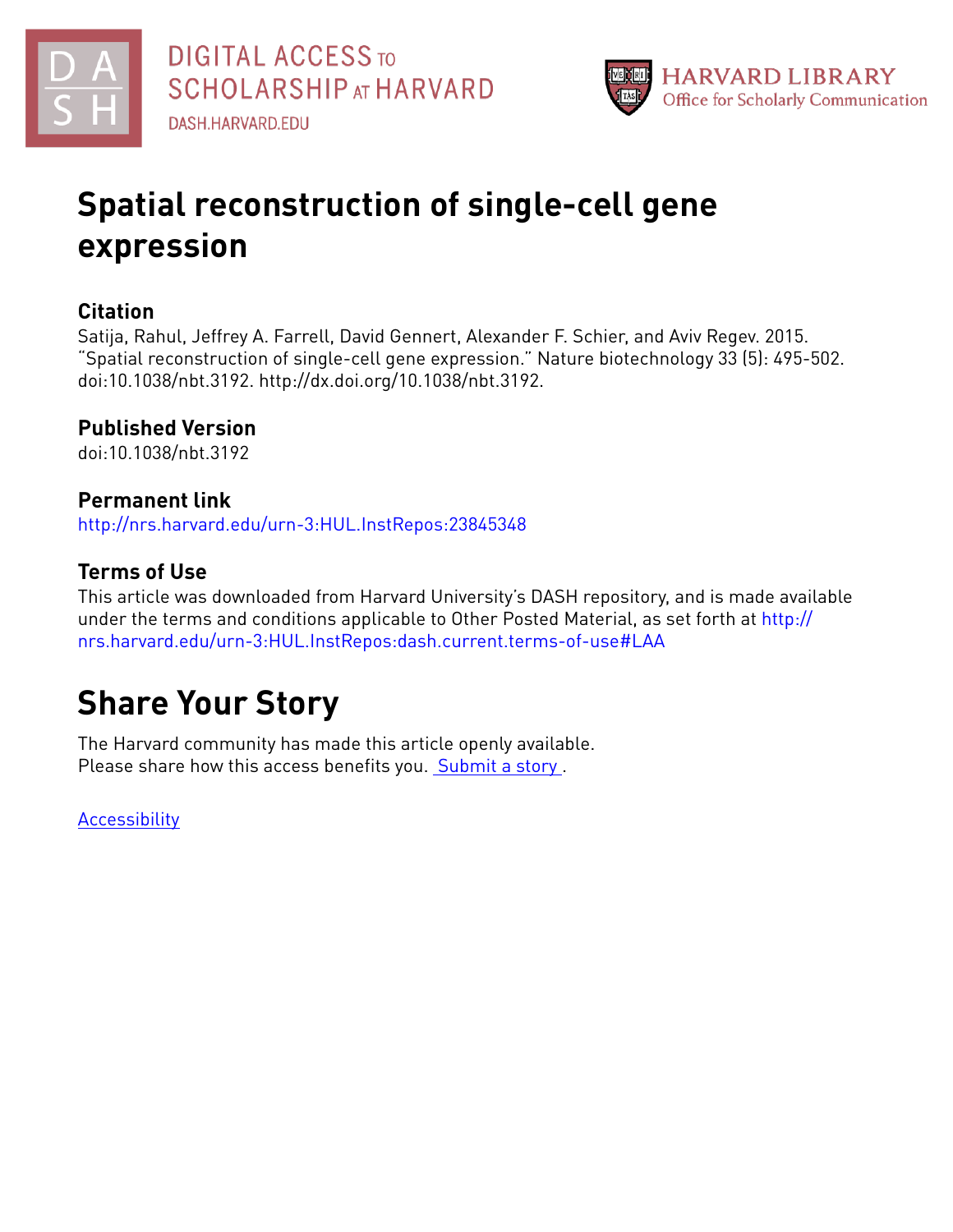DIGITAL ACCESS TO SCHOLARSHIP AT HARVARD

DASH.HARVARD.EDU

HARVARD LIBRARY
Office for Scholarly Communication

# Spatial reconstruction of single-cell gene expression

## Citation

Satija, Rahul, Jeffrey A. Farrell, David Gennert, Alexander F. Schier, and Aviv Regev. 2015. "Spatial reconstruction of single-cell gene expression." Nature biotechnology 33 (5): 495-502. doi:10.1038/nbt.3192. http://dx.doi.org/10.1038/nbt.3192.

## Published Version

doi:10.1038/nbt.3192

## Permanent link

http://nrs.harvard.edu/urn-3:HUL.InstRepos:23845348

## Terms of Use

This article was downloaded from Harvard University's DASH repository, and is made available under the terms and conditions applicable to Other Posted Material, as set forth at http://nrs.harvard.edu/urn-3:HUL.InstRepos:dash.current.terms-of-use#LAA

# Share Your Story

The Harvard community has made this article openly available.
Please share how this access benefits you. Submit a story .

Accessibility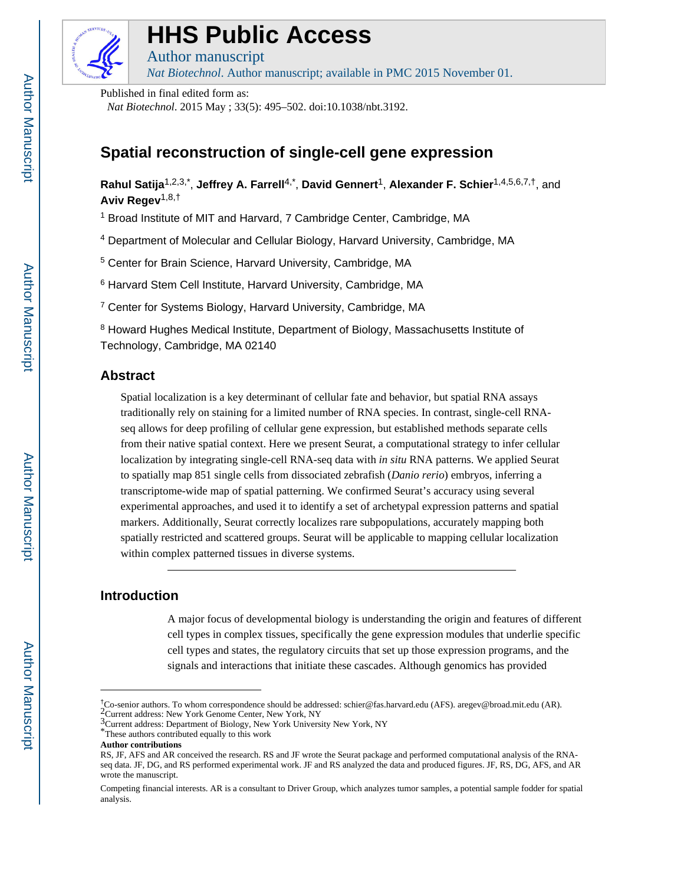Published in final edited form as:

*Nat Biotechnol*. 2015 May ; 33(5): 495–502. doi:10.1038/nbt.3192.

# Spatial reconstruction of single-cell gene expression

**Rahul Satija**[1,2,3,*], **Jeffrey A. Farrell**[4,*], **David Gennert**[1], **Alexander F. Schier**[1,4,5,6,7,†], and **Aviv Regev**[1,8,†]

[1] Broad Institute of MIT and Harvard, 7 Cambridge Center, Cambridge, MA

[4] Department of Molecular and Cellular Biology, Harvard University, Cambridge, MA

[5] Center for Brain Science, Harvard University, Cambridge, MA

[6] Harvard Stem Cell Institute, Harvard University, Cambridge, MA

[7] Center for Systems Biology, Harvard University, Cambridge, MA

[8] Howard Hughes Medical Institute, Department of Biology, Massachusetts Institute of Technology, Cambridge, MA 02140

## Abstract

Spatial localization is a key determinant of cellular fate and behavior, but spatial RNA assays traditionally rely on staining for a limited number of RNA species. In contrast, single-cell RNA-seq allows for deep profiling of cellular gene expression, but established methods separate cells from their native spatial context. Here we present Seurat, a computational strategy to infer cellular localization by integrating single-cell RNA-seq data with *in situ* RNA patterns. We applied Seurat to spatially map 851 single cells from dissociated zebrafish (*Danio rerio*) embryos, inferring a transcriptome-wide map of spatial patterning. We confirmed Seurat's accuracy using several experimental approaches, and used it to identify a set of archetypal expression patterns and spatial markers. Additionally, Seurat correctly localizes rare subpopulations, accurately mapping both spatially restricted and scattered groups. Seurat will be applicable to mapping cellular localization within complex patterned tissues in diverse systems.

## Introduction

A major focus of developmental biology is understanding the origin and features of different cell types in complex tissues, specifically the gene expression modules that underlie specific cell types and states, the regulatory circuits that set up those expression programs, and the signals and interactions that initiate these cascades. Although genomics has provided

---

[†]Co-senior authors. To whom correspondence should be addressed: schier@fas.harvard.edu (AFS). aregev@broad.mit.edu (AR).
[2]Current address: New York Genome Center, New York, NY
[3]Current address: Department of Biology, New York University New York, NY
[*]These authors contributed equally to this work

**Author contributions**

RS, JF, AFS and AR conceived the research. RS and JF wrote the Seurat package and performed computational analysis of the RNA-seq data. JF, DG, and RS performed experimental work. JF and RS analyzed the data and produced figures. JF, RS, DG, AFS, and AR wrote the manuscript.

Competing financial interests. AR is a consultant to Driver Group, which analyzes tumor samples, a potential sample fodder for spatial analysis.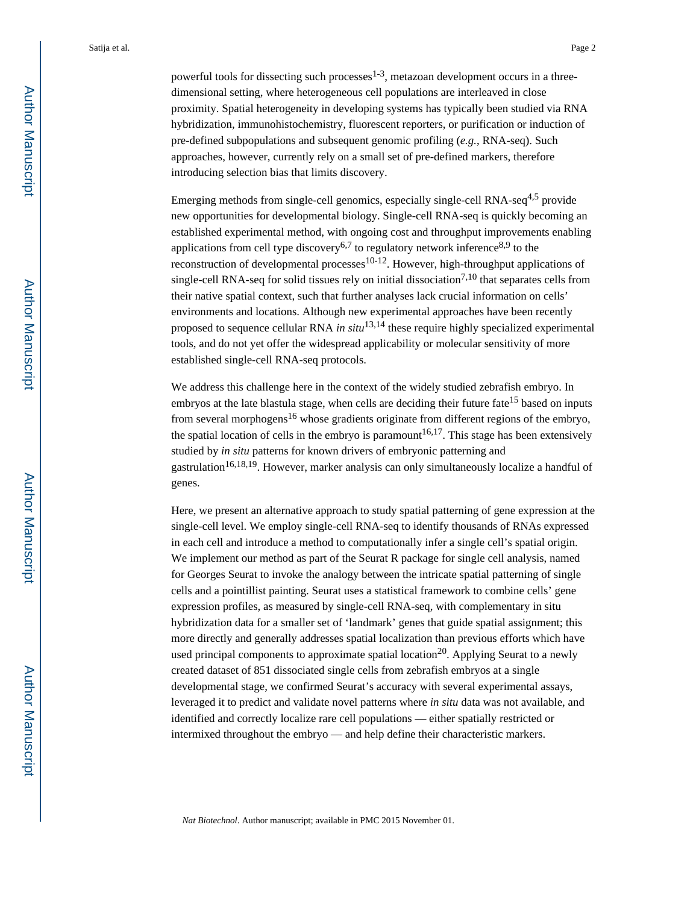powerful tools for dissecting such processes[1-3], metazoan development occurs in a three-dimensional setting, where heterogeneous cell populations are interleaved in close proximity. Spatial heterogeneity in developing systems has typically been studied via RNA hybridization, immunohistochemistry, fluorescent reporters, or purification or induction of pre-defined subpopulations and subsequent genomic profiling (*e.g.*, RNA-seq). Such approaches, however, currently rely on a small set of pre-defined markers, therefore introducing selection bias that limits discovery.

Emerging methods from single-cell genomics, especially single-cell RNA-seq[4,5] provide new opportunities for developmental biology. Single-cell RNA-seq is quickly becoming an established experimental method, with ongoing cost and throughput improvements enabling applications from cell type discovery[6,7] to regulatory network inference[8,9] to the reconstruction of developmental processes[10-12]. However, high-throughput applications of single-cell RNA-seq for solid tissues rely on initial dissociation[7,10] that separates cells from their native spatial context, such that further analyses lack crucial information on cells' environments and locations. Although new experimental approaches have been recently proposed to sequence cellular RNA *in situ*[13,14] these require highly specialized experimental tools, and do not yet offer the widespread applicability or molecular sensitivity of more established single-cell RNA-seq protocols.

We address this challenge here in the context of the widely studied zebrafish embryo. In embryos at the late blastula stage, when cells are deciding their future fate[15] based on inputs from several morphogens[16] whose gradients originate from different regions of the embryo, the spatial location of cells in the embryo is paramount[16,17]. This stage has been extensively studied by *in situ* patterns for known drivers of embryonic patterning and gastrulation[16,18,19]. However, marker analysis can only simultaneously localize a handful of genes.

Here, we present an alternative approach to study spatial patterning of gene expression at the single-cell level. We employ single-cell RNA-seq to identify thousands of RNAs expressed in each cell and introduce a method to computationally infer a single cell's spatial origin. We implement our method as part of the Seurat R package for single cell analysis, named for Georges Seurat to invoke the analogy between the intricate spatial patterning of single cells and a pointillist painting. Seurat uses a statistical framework to combine cells' gene expression profiles, as measured by single-cell RNA-seq, with complementary in situ hybridization data for a smaller set of 'landmark' genes that guide spatial assignment; this more directly and generally addresses spatial localization than previous efforts which have used principal components to approximate spatial location[20]. Applying Seurat to a newly created dataset of 851 dissociated single cells from zebrafish embryos at a single developmental stage, we confirmed Seurat's accuracy with several experimental assays, leveraged it to predict and validate novel patterns where *in situ* data was not available, and identified and correctly localize rare cell populations — either spatially restricted or intermixed throughout the embryo — and help define their characteristic markers.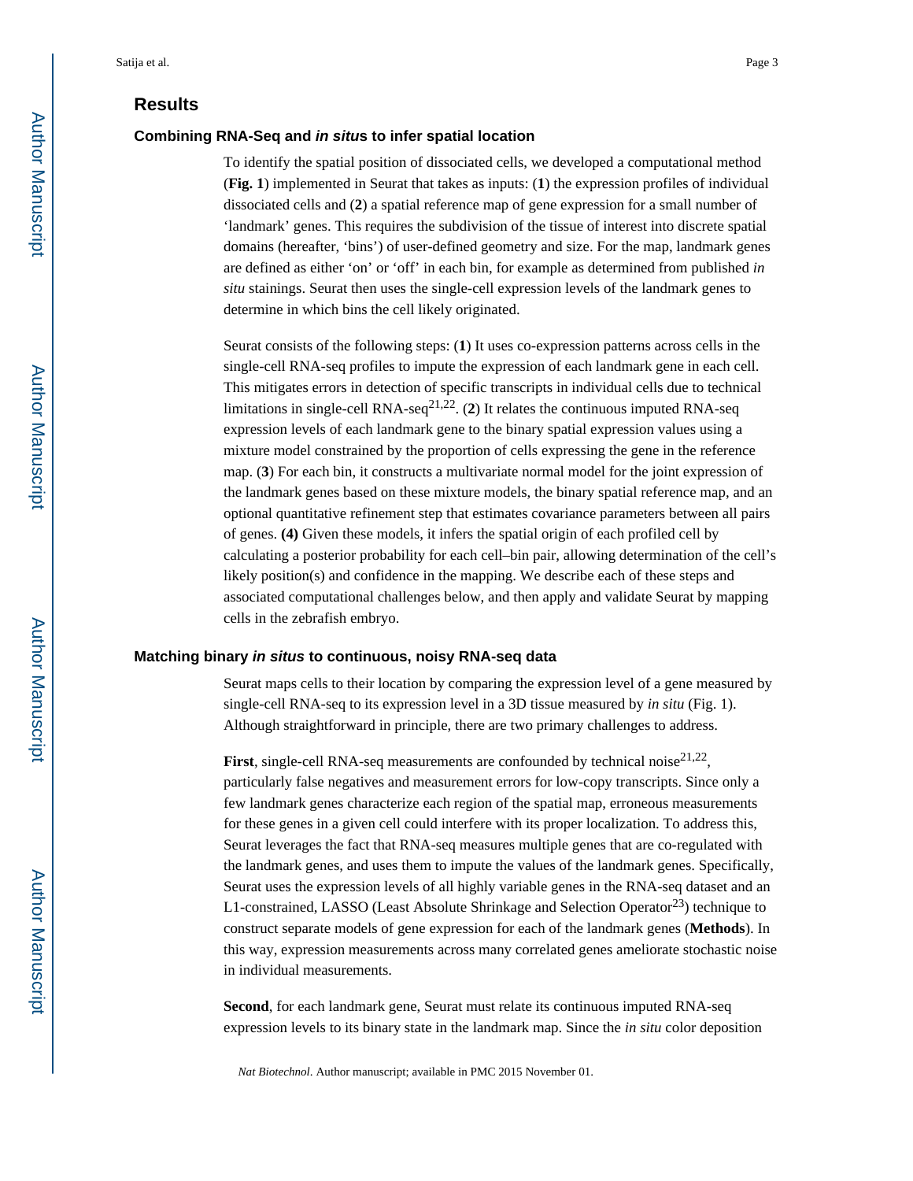## Results

### Combining RNA-Seq and *in situ*s to infer spatial location

To identify the spatial position of dissociated cells, we developed a computational method (**Fig. 1**) implemented in Seurat that takes as inputs: (**1**) the expression profiles of individual dissociated cells and (**2**) a spatial reference map of gene expression for a small number of 'landmark' genes. This requires the subdivision of the tissue of interest into discrete spatial domains (hereafter, 'bins') of user-defined geometry and size. For the map, landmark genes are defined as either 'on' or 'off' in each bin, for example as determined from published *in situ* stainings. Seurat then uses the single-cell expression levels of the landmark genes to determine in which bins the cell likely originated.

Seurat consists of the following steps: (**1**) It uses co-expression patterns across cells in the single-cell RNA-seq profiles to impute the expression of each landmark gene in each cell. This mitigates errors in detection of specific transcripts in individual cells due to technical limitations in single-cell RNA-seq[21,22]. (**2**) It relates the continuous imputed RNA-seq expression levels of each landmark gene to the binary spatial expression values using a mixture model constrained by the proportion of cells expressing the gene in the reference map. (**3**) For each bin, it constructs a multivariate normal model for the joint expression of the landmark genes based on these mixture models, the binary spatial reference map, and an optional quantitative refinement step that estimates covariance parameters between all pairs of genes. **(4)** Given these models, it infers the spatial origin of each profiled cell by calculating a posterior probability for each cell–bin pair, allowing determination of the cell's likely position(s) and confidence in the mapping. We describe each of these steps and associated computational challenges below, and then apply and validate Seurat by mapping cells in the zebrafish embryo.

### Matching binary *in situs* to continuous, noisy RNA-seq data

Seurat maps cells to their location by comparing the expression level of a gene measured by single-cell RNA-seq to its expression level in a 3D tissue measured by *in situ* (Fig. 1). Although straightforward in principle, there are two primary challenges to address.

**First**, single-cell RNA-seq measurements are confounded by technical noise[21,22], particularly false negatives and measurement errors for low-copy transcripts. Since only a few landmark genes characterize each region of the spatial map, erroneous measurements for these genes in a given cell could interfere with its proper localization. To address this, Seurat leverages the fact that RNA-seq measures multiple genes that are co-regulated with the landmark genes, and uses them to impute the values of the landmark genes. Specifically, Seurat uses the expression levels of all highly variable genes in the RNA-seq dataset and an L1-constrained, LASSO (Least Absolute Shrinkage and Selection Operator[23]) technique to construct separate models of gene expression for each of the landmark genes (**Methods**). In this way, expression measurements across many correlated genes ameliorate stochastic noise in individual measurements.

**Second**, for each landmark gene, Seurat must relate its continuous imputed RNA-seq expression levels to its binary state in the landmark map. Since the *in situ* color deposition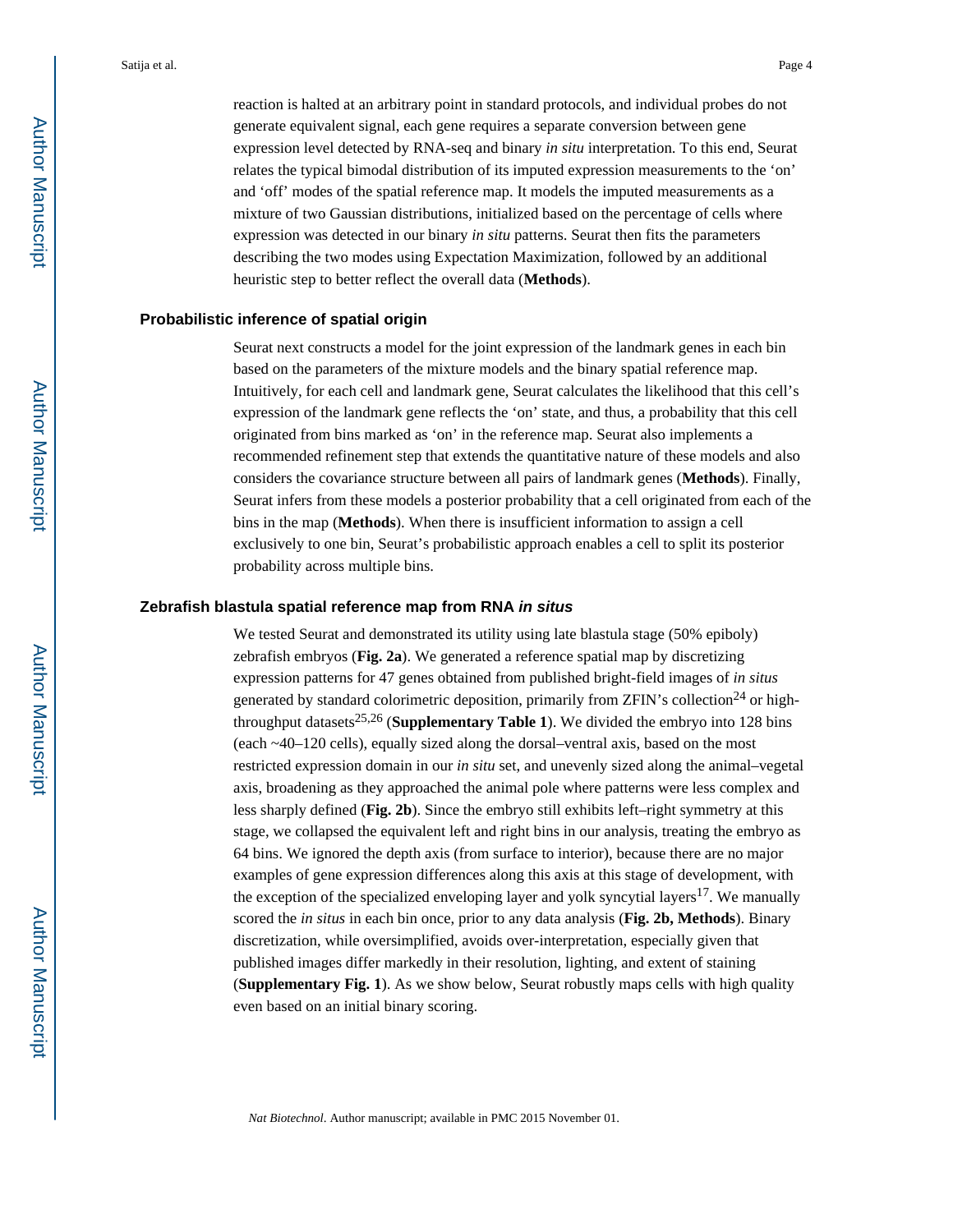reaction is halted at an arbitrary point in standard protocols, and individual probes do not generate equivalent signal, each gene requires a separate conversion between gene expression level detected by RNA-seq and binary *in situ* interpretation. To this end, Seurat relates the typical bimodal distribution of its imputed expression measurements to the 'on' and 'off' modes of the spatial reference map. It models the imputed measurements as a mixture of two Gaussian distributions, initialized based on the percentage of cells where expression was detected in our binary *in situ* patterns. Seurat then fits the parameters describing the two modes using Expectation Maximization, followed by an additional heuristic step to better reflect the overall data (**Methods**).

### Probabilistic inference of spatial origin

Seurat next constructs a model for the joint expression of the landmark genes in each bin based on the parameters of the mixture models and the binary spatial reference map. Intuitively, for each cell and landmark gene, Seurat calculates the likelihood that this cell's expression of the landmark gene reflects the 'on' state, and thus, a probability that this cell originated from bins marked as 'on' in the reference map. Seurat also implements a recommended refinement step that extends the quantitative nature of these models and also considers the covariance structure between all pairs of landmark genes (**Methods**). Finally, Seurat infers from these models a posterior probability that a cell originated from each of the bins in the map (**Methods**). When there is insufficient information to assign a cell exclusively to one bin, Seurat's probabilistic approach enables a cell to split its posterior probability across multiple bins.

### Zebrafish blastula spatial reference map from RNA *in situs*

We tested Seurat and demonstrated its utility using late blastula stage (50% epiboly) zebrafish embryos (**Fig. 2a**). We generated a reference spatial map by discretizing expression patterns for 47 genes obtained from published bright-field images of *in situs* generated by standard colorimetric deposition, primarily from ZFIN's collection[24] or high-throughput datasets[25,26] (**Supplementary Table 1**). We divided the embryo into 128 bins (each ~40–120 cells), equally sized along the dorsal–ventral axis, based on the most restricted expression domain in our *in situ* set, and unevenly sized along the animal–vegetal axis, broadening as they approached the animal pole where patterns were less complex and less sharply defined (**Fig. 2b**). Since the embryo still exhibits left–right symmetry at this stage, we collapsed the equivalent left and right bins in our analysis, treating the embryo as 64 bins. We ignored the depth axis (from surface to interior), because there are no major examples of gene expression differences along this axis at this stage of development, with the exception of the specialized enveloping layer and yolk syncytial layers[17]. We manually scored the *in situs* in each bin once, prior to any data analysis (**Fig. 2b, Methods**). Binary discretization, while oversimplified, avoids over-interpretation, especially given that published images differ markedly in their resolution, lighting, and extent of staining (**Supplementary Fig. 1**). As we show below, Seurat robustly maps cells with high quality even based on an initial binary scoring.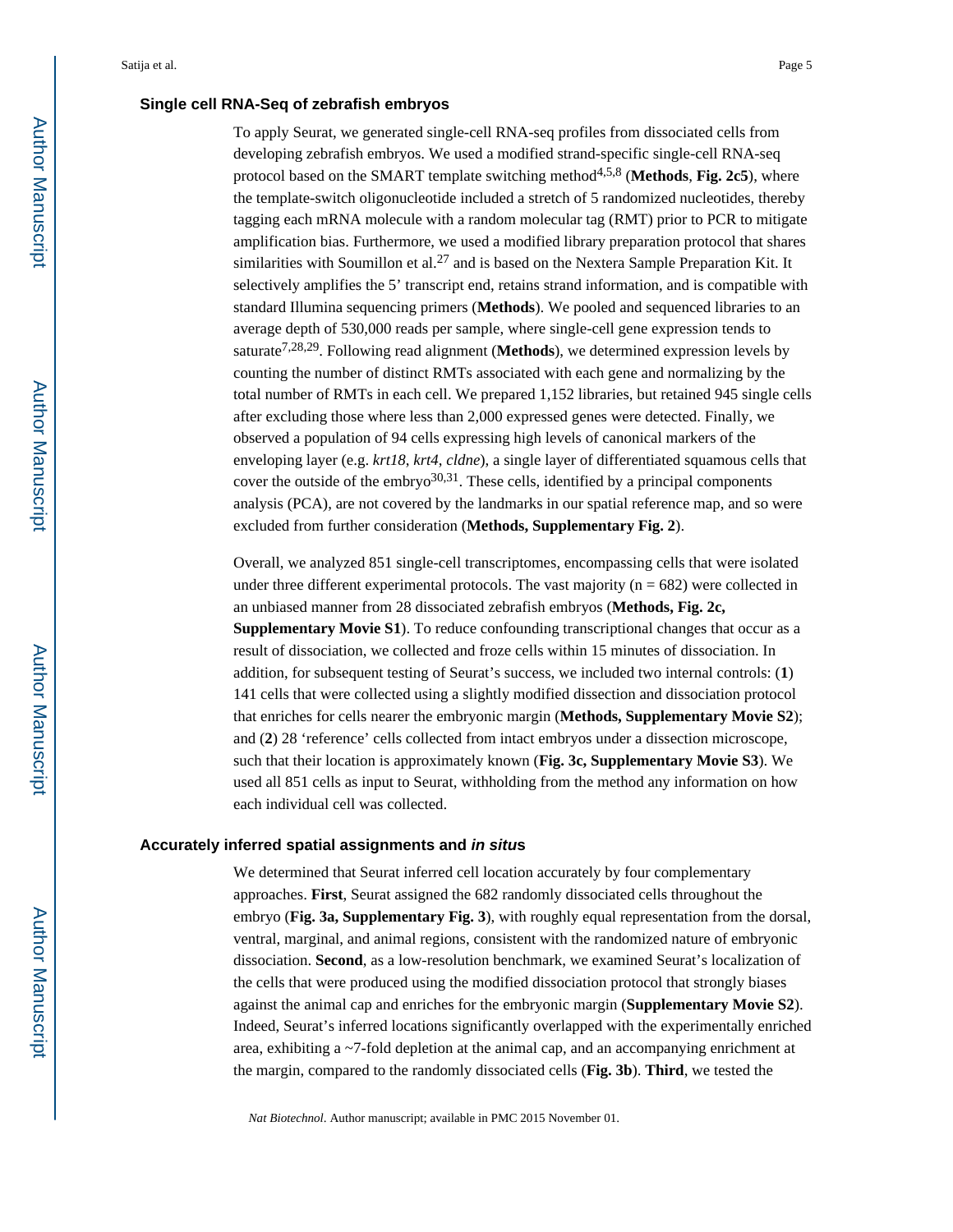## Single cell RNA-Seq of zebrafish embryos

To apply Seurat, we generated single-cell RNA-seq profiles from dissociated cells from developing zebrafish embryos. We used a modified strand-specific single-cell RNA-seq protocol based on the SMART template switching method[4,5,8] (**Methods**, **Fig. 2c5**), where the template-switch oligonucleotide included a stretch of 5 randomized nucleotides, thereby tagging each mRNA molecule with a random molecular tag (RMT) prior to PCR to mitigate amplification bias. Furthermore, we used a modified library preparation protocol that shares similarities with Soumillon et al.[27] and is based on the Nextera Sample Preparation Kit. It selectively amplifies the 5' transcript end, retains strand information, and is compatible with standard Illumina sequencing primers (**Methods**). We pooled and sequenced libraries to an average depth of 530,000 reads per sample, where single-cell gene expression tends to saturate[7,28,29]. Following read alignment (**Methods**), we determined expression levels by counting the number of distinct RMTs associated with each gene and normalizing by the total number of RMTs in each cell. We prepared 1,152 libraries, but retained 945 single cells after excluding those where less than 2,000 expressed genes were detected. Finally, we observed a population of 94 cells expressing high levels of canonical markers of the enveloping layer (e.g. *krt18*, *krt4*, *cldne*), a single layer of differentiated squamous cells that cover the outside of the embryo[30,31]. These cells, identified by a principal components analysis (PCA), are not covered by the landmarks in our spatial reference map, and so were excluded from further consideration (**Methods, Supplementary Fig. 2**).

Overall, we analyzed 851 single-cell transcriptomes, encompassing cells that were isolated under three different experimental protocols. The vast majority (n = 682) were collected in an unbiased manner from 28 dissociated zebrafish embryos (**Methods, Fig. 2c, Supplementary Movie S1**). To reduce confounding transcriptional changes that occur as a result of dissociation, we collected and froze cells within 15 minutes of dissociation. In addition, for subsequent testing of Seurat's success, we included two internal controls: (**1**) 141 cells that were collected using a slightly modified dissection and dissociation protocol that enriches for cells nearer the embryonic margin (**Methods, Supplementary Movie S2**); and (**2**) 28 'reference' cells collected from intact embryos under a dissection microscope, such that their location is approximately known (**Fig. 3c, Supplementary Movie S3**). We used all 851 cells as input to Seurat, withholding from the method any information on how each individual cell was collected.

## Accurately inferred spatial assignments and *in situ*s

We determined that Seurat inferred cell location accurately by four complementary approaches. **First**, Seurat assigned the 682 randomly dissociated cells throughout the embryo (**Fig. 3a, Supplementary Fig. 3**), with roughly equal representation from the dorsal, ventral, marginal, and animal regions, consistent with the randomized nature of embryonic dissociation. **Second**, as a low-resolution benchmark, we examined Seurat's localization of the cells that were produced using the modified dissociation protocol that strongly biases against the animal cap and enriches for the embryonic margin (**Supplementary Movie S2**). Indeed, Seurat's inferred locations significantly overlapped with the experimentally enriched area, exhibiting a ~7-fold depletion at the animal cap, and an accompanying enrichment at the margin, compared to the randomly dissociated cells (**Fig. 3b**). **Third**, we tested the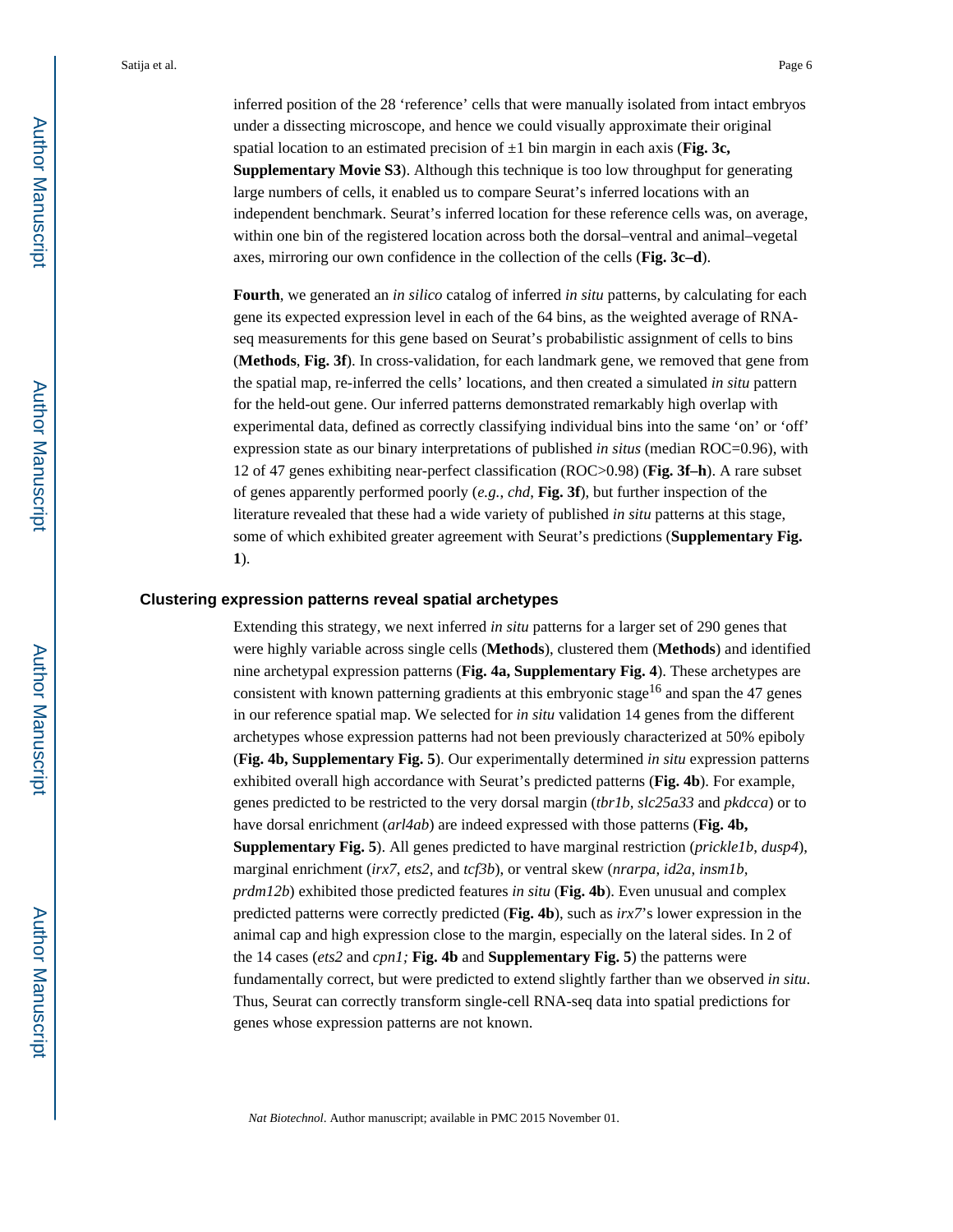inferred position of the 28 'reference' cells that were manually isolated from intact embryos under a dissecting microscope, and hence we could visually approximate their original spatial location to an estimated precision of ±1 bin margin in each axis (**Fig. 3c, Supplementary Movie S3**). Although this technique is too low throughput for generating large numbers of cells, it enabled us to compare Seurat's inferred locations with an independent benchmark. Seurat's inferred location for these reference cells was, on average, within one bin of the registered location across both the dorsal–ventral and animal–vegetal axes, mirroring our own confidence in the collection of the cells (**Fig. 3c–d**).

**Fourth**, we generated an *in silico* catalog of inferred *in situ* patterns, by calculating for each gene its expected expression level in each of the 64 bins, as the weighted average of RNA-seq measurements for this gene based on Seurat's probabilistic assignment of cells to bins (**Methods**, **Fig. 3f**). In cross-validation, for each landmark gene, we removed that gene from the spatial map, re-inferred the cells' locations, and then created a simulated *in situ* pattern for the held-out gene. Our inferred patterns demonstrated remarkably high overlap with experimental data, defined as correctly classifying individual bins into the same 'on' or 'off' expression state as our binary interpretations of published *in situs* (median ROC=0.96), with 12 of 47 genes exhibiting near-perfect classification (ROC>0.98) (**Fig. 3f–h**). A rare subset of genes apparently performed poorly (*e.g.*, *chd*, **Fig. 3f**), but further inspection of the literature revealed that these had a wide variety of published *in situ* patterns at this stage, some of which exhibited greater agreement with Seurat's predictions (**Supplementary Fig. 1**).

## Clustering expression patterns reveal spatial archetypes

Extending this strategy, we next inferred *in situ* patterns for a larger set of 290 genes that were highly variable across single cells (**Methods**), clustered them (**Methods**) and identified nine archetypal expression patterns (**Fig. 4a, Supplementary Fig. 4**). These archetypes are consistent with known patterning gradients at this embryonic stage[16] and span the 47 genes in our reference spatial map. We selected for *in situ* validation 14 genes from the different archetypes whose expression patterns had not been previously characterized at 50% epiboly (**Fig. 4b, Supplementary Fig. 5**). Our experimentally determined *in situ* expression patterns exhibited overall high accordance with Seurat's predicted patterns (**Fig. 4b**). For example, genes predicted to be restricted to the very dorsal margin (*tbr1b*, *slc25a33* and *pkdcca*) or to have dorsal enrichment (*arl4ab*) are indeed expressed with those patterns (**Fig. 4b, Supplementary Fig. 5**). All genes predicted to have marginal restriction (*prickle1b*, *dusp4*), marginal enrichment (*irx7*, *ets2*, and *tcf3b*), or ventral skew (*nrarpa*, *id2a*, *insm1b*, *prdm12b*) exhibited those predicted features *in situ* (**Fig. 4b**). Even unusual and complex predicted patterns were correctly predicted (**Fig. 4b**), such as *irx7*'s lower expression in the animal cap and high expression close to the margin, especially on the lateral sides. In 2 of the 14 cases (*ets2* and *cpn1;* **Fig. 4b** and **Supplementary Fig. 5**) the patterns were fundamentally correct, but were predicted to extend slightly farther than we observed *in situ*. Thus, Seurat can correctly transform single-cell RNA-seq data into spatial predictions for genes whose expression patterns are not known.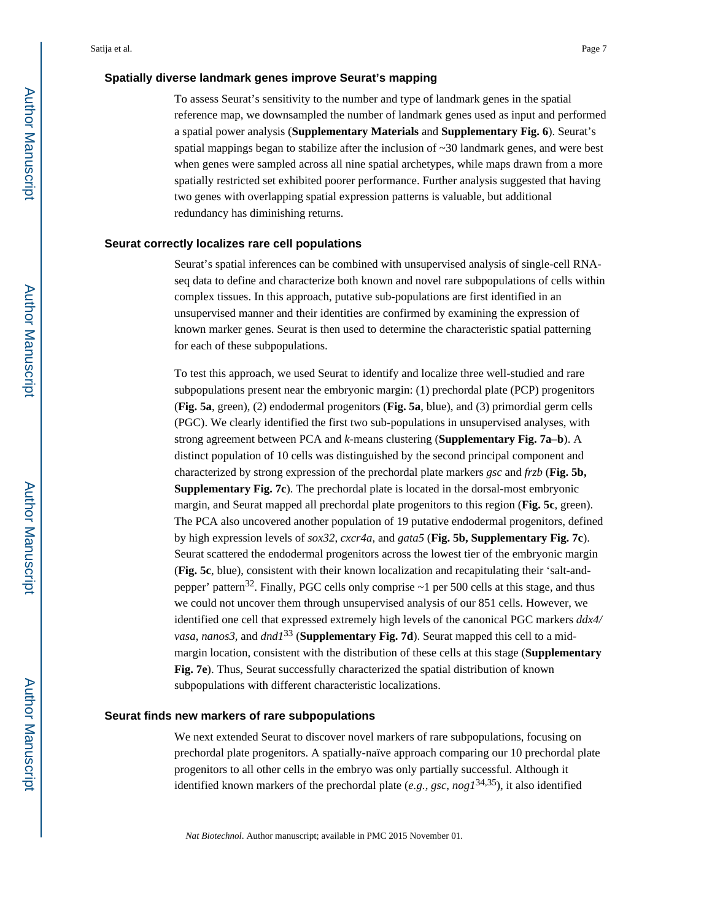### Spatially diverse landmark genes improve Seurat's mapping

To assess Seurat's sensitivity to the number and type of landmark genes in the spatial reference map, we downsampled the number of landmark genes used as input and performed a spatial power analysis (**Supplementary Materials** and **Supplementary Fig. 6**). Seurat's spatial mappings began to stabilize after the inclusion of ~30 landmark genes, and were best when genes were sampled across all nine spatial archetypes, while maps drawn from a more spatially restricted set exhibited poorer performance. Further analysis suggested that having two genes with overlapping spatial expression patterns is valuable, but additional redundancy has diminishing returns.

### Seurat correctly localizes rare cell populations

Seurat's spatial inferences can be combined with unsupervised analysis of single-cell RNA-seq data to define and characterize both known and novel rare subpopulations of cells within complex tissues. In this approach, putative sub-populations are first identified in an unsupervised manner and their identities are confirmed by examining the expression of known marker genes. Seurat is then used to determine the characteristic spatial patterning for each of these subpopulations.

To test this approach, we used Seurat to identify and localize three well-studied and rare subpopulations present near the embryonic margin: (1) prechordal plate (PCP) progenitors (**Fig. 5a**, green), (2) endodermal progenitors (**Fig. 5a**, blue), and (3) primordial germ cells (PGC). We clearly identified the first two sub-populations in unsupervised analyses, with strong agreement between PCA and *k*-means clustering (**Supplementary Fig. 7a–b**). A distinct population of 10 cells was distinguished by the second principal component and characterized by strong expression of the prechordal plate markers *gsc* and *frzb* (**Fig. 5b, Supplementary Fig. 7c**). The prechordal plate is located in the dorsal-most embryonic margin, and Seurat mapped all prechordal plate progenitors to this region (**Fig. 5c**, green). The PCA also uncovered another population of 19 putative endodermal progenitors, defined by high expression levels of *sox32*, *cxcr4a*, and *gata5* (**Fig. 5b, Supplementary Fig. 7c**). Seurat scattered the endodermal progenitors across the lowest tier of the embryonic margin (**Fig. 5c**, blue), consistent with their known localization and recapitulating their 'salt-and-pepper' pattern[32]. Finally, PGC cells only comprise ~1 per 500 cells at this stage, and thus we could not uncover them through unsupervised analysis of our 851 cells. However, we identified one cell that expressed extremely high levels of the canonical PGC markers *ddx4/vasa*, *nanos3*, and *dnd1*[33] (**Supplementary Fig. 7d**). Seurat mapped this cell to a mid-margin location, consistent with the distribution of these cells at this stage (**Supplementary Fig. 7e**). Thus, Seurat successfully characterized the spatial distribution of known subpopulations with different characteristic localizations.

### Seurat finds new markers of rare subpopulations

We next extended Seurat to discover novel markers of rare subpopulations, focusing on prechordal plate progenitors. A spatially-naïve approach comparing our 10 prechordal plate progenitors to all other cells in the embryo was only partially successful. Although it identified known markers of the prechordal plate (*e.g.*, *gsc*, *nog1*[34,35]), it also identified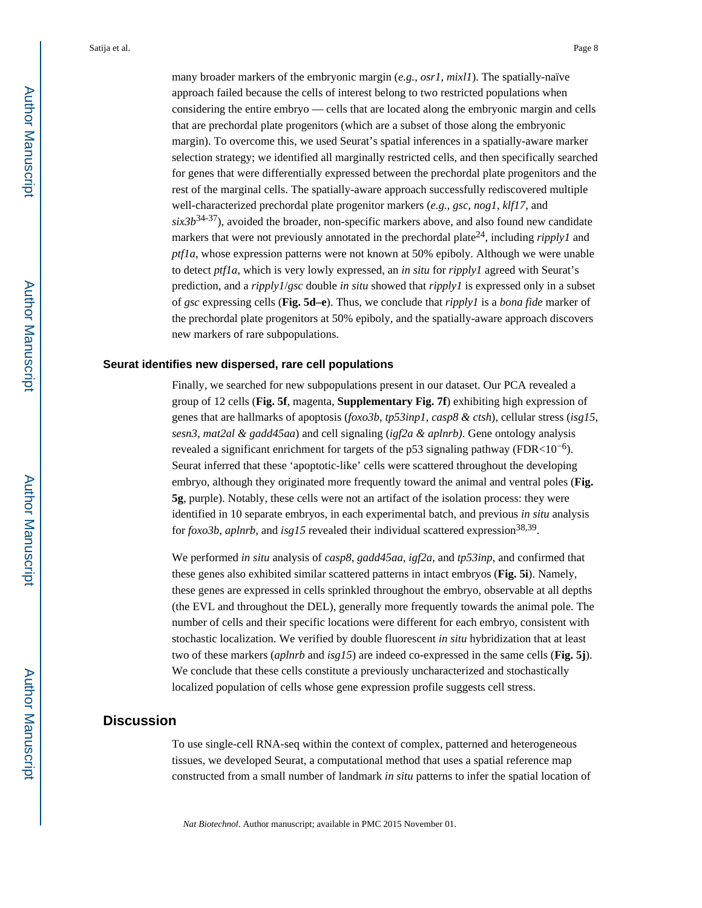many broader markers of the embryonic margin (*e.g.*, *osr1*, *mixl1*). The spatially-naïve approach failed because the cells of interest belong to two restricted populations when considering the entire embryo — cells that are located along the embryonic margin and cells that are prechordal plate progenitors (which are a subset of those along the embryonic margin). To overcome this, we used Seurat's spatial inferences in a spatially-aware marker selection strategy; we identified all marginally restricted cells, and then specifically searched for genes that were differentially expressed between the prechordal plate progenitors and the rest of the marginal cells. The spatially-aware approach successfully rediscovered multiple well-characterized prechordal plate progenitor markers (*e.g.*, *gsc*, *nog1*, *klf17*, and *six3b*[34-37]), avoided the broader, non-specific markers above, and also found new candidate markers that were not previously annotated in the prechordal plate[24], including *ripply1* and *ptf1a*, whose expression patterns were not known at 50% epiboly. Although we were unable to detect *ptf1a*, which is very lowly expressed, an *in situ* for *ripply1* agreed with Seurat's prediction, and a *ripply1*/*gsc* double *in situ* showed that *ripply1* is expressed only in a subset of *gsc* expressing cells (**Fig. 5d–e**). Thus, we conclude that *ripply1* is a *bona fide* marker of the prechordal plate progenitors at 50% epiboly, and the spatially-aware approach discovers new markers of rare subpopulations.

### Seurat identifies new dispersed, rare cell populations

Finally, we searched for new subpopulations present in our dataset. Our PCA revealed a group of 12 cells (**Fig. 5f**, magenta, **Supplementary Fig. 7f**) exhibiting high expression of genes that are hallmarks of apoptosis (*foxo3b*, *tp53inp1*, *casp8 & ctsh*), cellular stress (*isg15*, *sesn3*, *mat2al & gadd45aa*) and cell signaling (*igf2a & aplnrb)*. Gene ontology analysis revealed a significant enrichment for targets of the p53 signaling pathway (FDR$<10^{-6}$). Seurat inferred that these 'apoptotic-like' cells were scattered throughout the developing embryo, although they originated more frequently toward the animal and ventral poles (**Fig. 5g**, purple). Notably, these cells were not an artifact of the isolation process: they were identified in 10 separate embryos, in each experimental batch, and previous *in situ* analysis for *foxo3b*, *aplnrb*, and *isg15* revealed their individual scattered expression[38,39].

We performed *in situ* analysis of *casp8*, *gadd45aa*, *igf2a*, and *tp53inp*, and confirmed that these genes also exhibited similar scattered patterns in intact embryos (**Fig. 5i**). Namely, these genes are expressed in cells sprinkled throughout the embryo, observable at all depths (the EVL and throughout the DEL), generally more frequently towards the animal pole. The number of cells and their specific locations were different for each embryo, consistent with stochastic localization. We verified by double fluorescent *in situ* hybridization that at least two of these markers (*aplnrb* and *isg15*) are indeed co-expressed in the same cells (**Fig. 5j**). We conclude that these cells constitute a previously uncharacterized and stochastically localized population of cells whose gene expression profile suggests cell stress.

## Discussion

To use single-cell RNA-seq within the context of complex, patterned and heterogeneous tissues, we developed Seurat, a computational method that uses a spatial reference map constructed from a small number of landmark *in situ* patterns to infer the spatial location of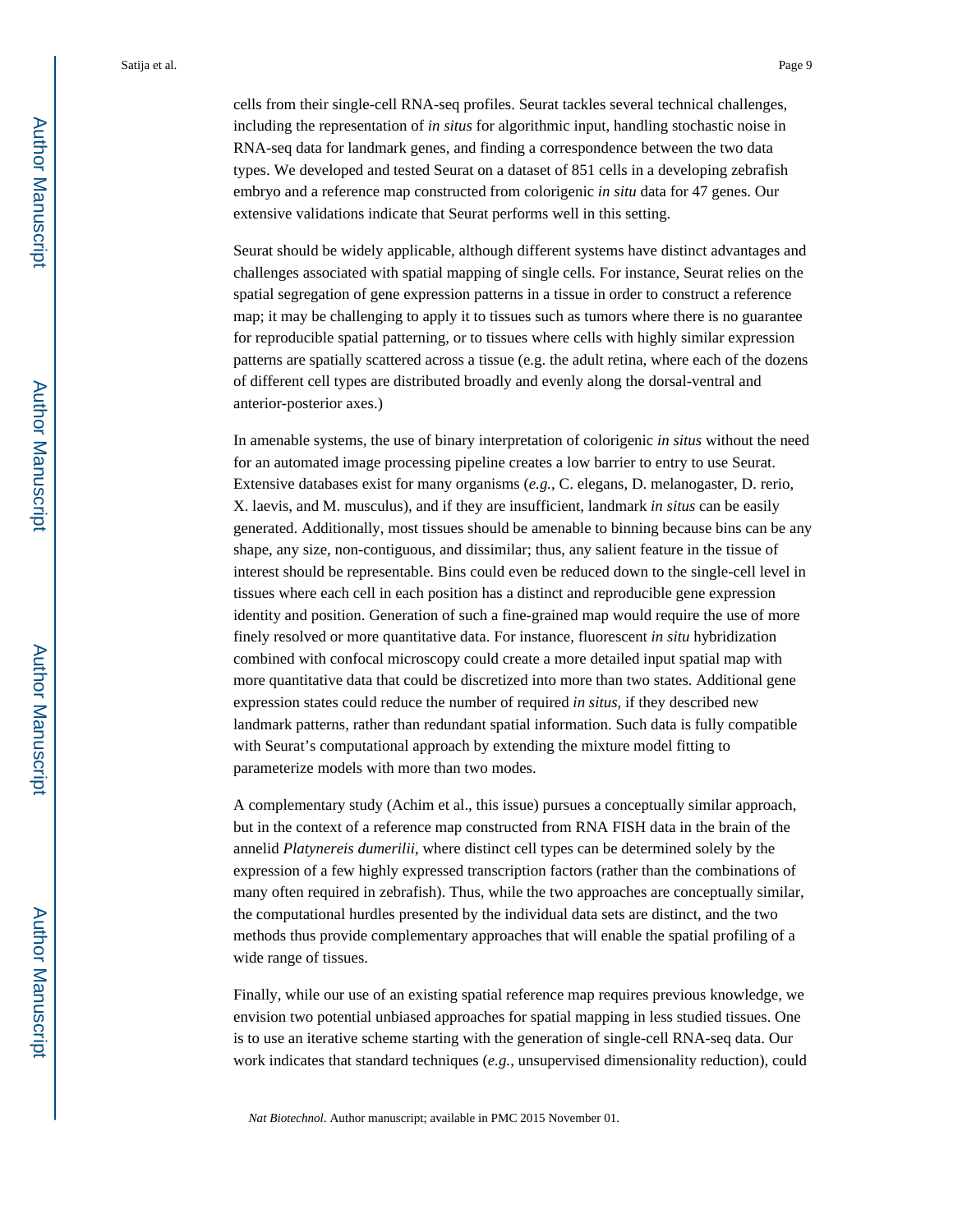cells from their single-cell RNA-seq profiles. Seurat tackles several technical challenges, including the representation of *in situs* for algorithmic input, handling stochastic noise in RNA-seq data for landmark genes, and finding a correspondence between the two data types. We developed and tested Seurat on a dataset of 851 cells in a developing zebrafish embryo and a reference map constructed from colorigenic *in situ* data for 47 genes. Our extensive validations indicate that Seurat performs well in this setting.

Seurat should be widely applicable, although different systems have distinct advantages and challenges associated with spatial mapping of single cells. For instance, Seurat relies on the spatial segregation of gene expression patterns in a tissue in order to construct a reference map; it may be challenging to apply it to tissues such as tumors where there is no guarantee for reproducible spatial patterning, or to tissues where cells with highly similar expression patterns are spatially scattered across a tissue (e.g. the adult retina, where each of the dozens of different cell types are distributed broadly and evenly along the dorsal-ventral and anterior-posterior axes.)

In amenable systems, the use of binary interpretation of colorigenic *in situs* without the need for an automated image processing pipeline creates a low barrier to entry to use Seurat. Extensive databases exist for many organisms (*e.g.*, C. elegans, D. melanogaster, D. rerio, X. laevis, and M. musculus), and if they are insufficient, landmark *in situs* can be easily generated. Additionally, most tissues should be amenable to binning because bins can be any shape, any size, non-contiguous, and dissimilar; thus, any salient feature in the tissue of interest should be representable. Bins could even be reduced down to the single-cell level in tissues where each cell in each position has a distinct and reproducible gene expression identity and position. Generation of such a fine-grained map would require the use of more finely resolved or more quantitative data. For instance, fluorescent *in situ* hybridization combined with confocal microscopy could create a more detailed input spatial map with more quantitative data that could be discretized into more than two states. Additional gene expression states could reduce the number of required *in situs*, if they described new landmark patterns, rather than redundant spatial information. Such data is fully compatible with Seurat's computational approach by extending the mixture model fitting to parameterize models with more than two modes.

A complementary study (Achim et al., this issue) pursues a conceptually similar approach, but in the context of a reference map constructed from RNA FISH data in the brain of the annelid *Platynereis dumerilii*, where distinct cell types can be determined solely by the expression of a few highly expressed transcription factors (rather than the combinations of many often required in zebrafish). Thus, while the two approaches are conceptually similar, the computational hurdles presented by the individual data sets are distinct, and the two methods thus provide complementary approaches that will enable the spatial profiling of a wide range of tissues.

Finally, while our use of an existing spatial reference map requires previous knowledge, we envision two potential unbiased approaches for spatial mapping in less studied tissues. One is to use an iterative scheme starting with the generation of single-cell RNA-seq data. Our work indicates that standard techniques (*e.g.*, unsupervised dimensionality reduction), could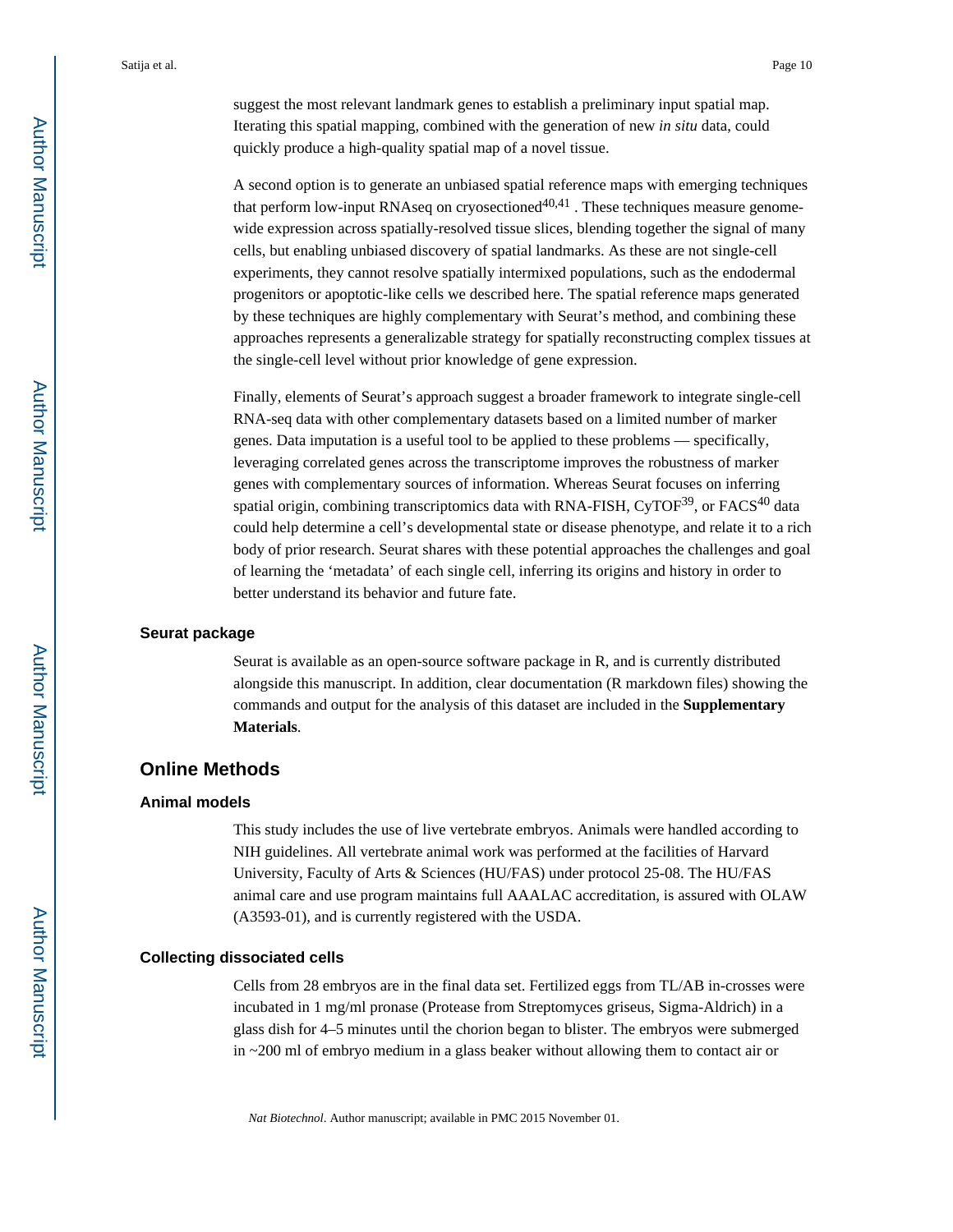suggest the most relevant landmark genes to establish a preliminary input spatial map. Iterating this spatial mapping, combined with the generation of new *in situ* data, could quickly produce a high-quality spatial map of a novel tissue.

A second option is to generate an unbiased spatial reference maps with emerging techniques that perform low-input RNAseq on cryosectioned[40,41] . These techniques measure genome-wide expression across spatially-resolved tissue slices, blending together the signal of many cells, but enabling unbiased discovery of spatial landmarks. As these are not single-cell experiments, they cannot resolve spatially intermixed populations, such as the endodermal progenitors or apoptotic-like cells we described here. The spatial reference maps generated by these techniques are highly complementary with Seurat's method, and combining these approaches represents a generalizable strategy for spatially reconstructing complex tissues at the single-cell level without prior knowledge of gene expression.

Finally, elements of Seurat's approach suggest a broader framework to integrate single-cell RNA-seq data with other complementary datasets based on a limited number of marker genes. Data imputation is a useful tool to be applied to these problems — specifically, leveraging correlated genes across the transcriptome improves the robustness of marker genes with complementary sources of information. Whereas Seurat focuses on inferring spatial origin, combining transcriptomics data with RNA-FISH, CyTOF[39], or FACS[40] data could help determine a cell's developmental state or disease phenotype, and relate it to a rich body of prior research. Seurat shares with these potential approaches the challenges and goal of learning the 'metadata' of each single cell, inferring its origins and history in order to better understand its behavior and future fate.

### Seurat package

Seurat is available as an open-source software package in R, and is currently distributed alongside this manuscript. In addition, clear documentation (R markdown files) showing the commands and output for the analysis of this dataset are included in the **Supplementary Materials**.

## Online Methods

### Animal models

This study includes the use of live vertebrate embryos. Animals were handled according to NIH guidelines. All vertebrate animal work was performed at the facilities of Harvard University, Faculty of Arts & Sciences (HU/FAS) under protocol 25-08. The HU/FAS animal care and use program maintains full AAALAC accreditation, is assured with OLAW (A3593-01), and is currently registered with the USDA.

### Collecting dissociated cells

Cells from 28 embryos are in the final data set. Fertilized eggs from TL/AB in-crosses were incubated in 1 mg/ml pronase (Protease from Streptomyces griseus, Sigma-Aldrich) in a glass dish for 4–5 minutes until the chorion began to blister. The embryos were submerged in ~200 ml of embryo medium in a glass beaker without allowing them to contact air or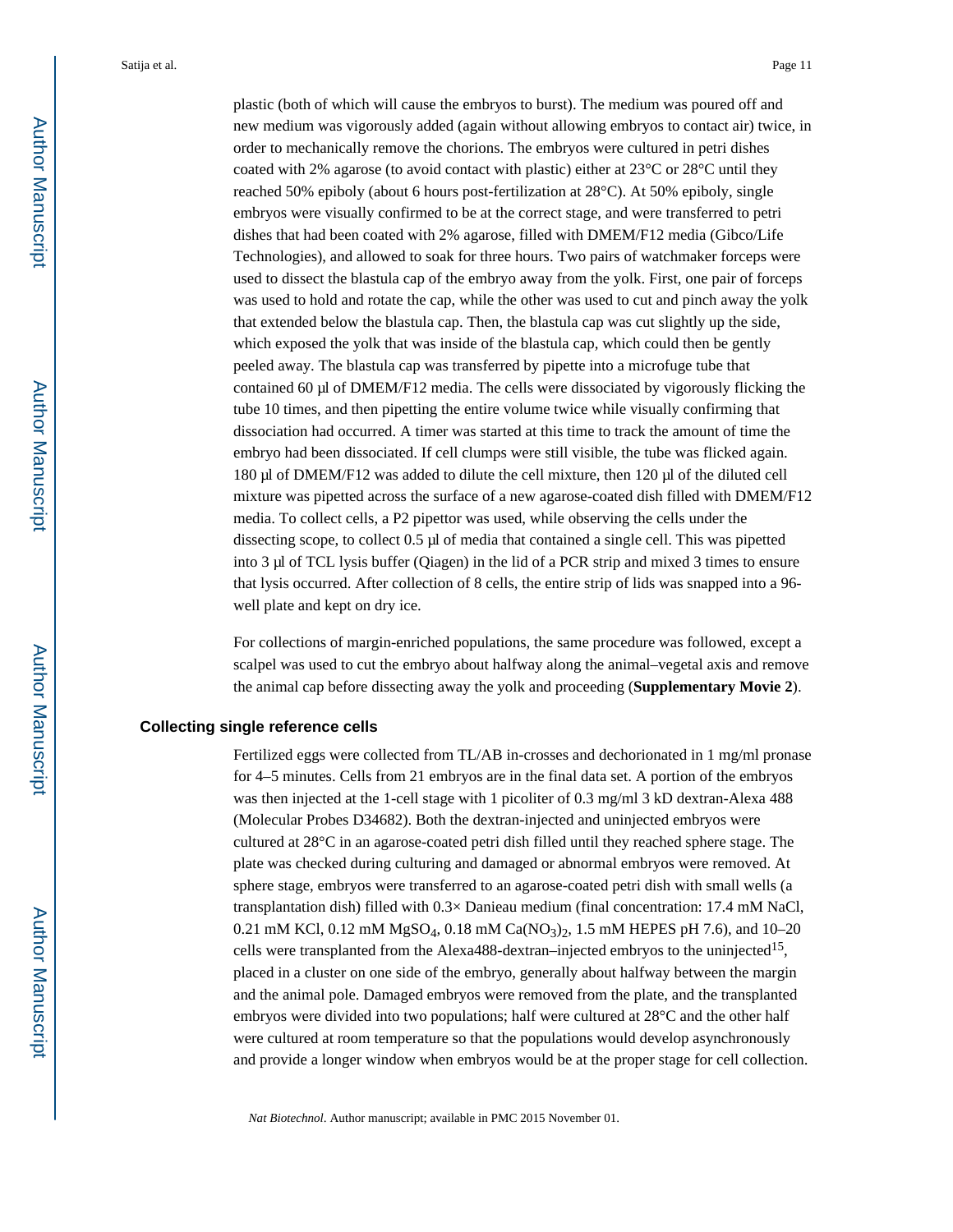plastic (both of which will cause the embryos to burst). The medium was poured off and new medium was vigorously added (again without allowing embryos to contact air) twice, in order to mechanically remove the chorions. The embryos were cultured in petri dishes coated with 2% agarose (to avoid contact with plastic) either at 23°C or 28°C until they reached 50% epiboly (about 6 hours post-fertilization at 28°C). At 50% epiboly, single embryos were visually confirmed to be at the correct stage, and were transferred to petri dishes that had been coated with 2% agarose, filled with DMEM/F12 media (Gibco/Life Technologies), and allowed to soak for three hours. Two pairs of watchmaker forceps were used to dissect the blastula cap of the embryo away from the yolk. First, one pair of forceps was used to hold and rotate the cap, while the other was used to cut and pinch away the yolk that extended below the blastula cap. Then, the blastula cap was cut slightly up the side, which exposed the yolk that was inside of the blastula cap, which could then be gently peeled away. The blastula cap was transferred by pipette into a microfuge tube that contained 60 μl of DMEM/F12 media. The cells were dissociated by vigorously flicking the tube 10 times, and then pipetting the entire volume twice while visually confirming that dissociation had occurred. A timer was started at this time to track the amount of time the embryo had been dissociated. If cell clumps were still visible, the tube was flicked again. 180 μl of DMEM/F12 was added to dilute the cell mixture, then 120 μl of the diluted cell mixture was pipetted across the surface of a new agarose-coated dish filled with DMEM/F12 media. To collect cells, a P2 pipettor was used, while observing the cells under the dissecting scope, to collect 0.5 μl of media that contained a single cell. This was pipetted into 3 μl of TCL lysis buffer (Qiagen) in the lid of a PCR strip and mixed 3 times to ensure that lysis occurred. After collection of 8 cells, the entire strip of lids was snapped into a 96-well plate and kept on dry ice.

For collections of margin-enriched populations, the same procedure was followed, except a scalpel was used to cut the embryo about halfway along the animal–vegetal axis and remove the animal cap before dissecting away the yolk and proceeding (**Supplementary Movie 2**).

## Collecting single reference cells

Fertilized eggs were collected from TL/AB in-crosses and dechorionated in 1 mg/ml pronase for 4–5 minutes. Cells from 21 embryos are in the final data set. A portion of the embryos was then injected at the 1-cell stage with 1 picoliter of 0.3 mg/ml 3 kD dextran-Alexa 488 (Molecular Probes D34682). Both the dextran-injected and uninjected embryos were cultured at 28°C in an agarose-coated petri dish filled until they reached sphere stage. The plate was checked during culturing and damaged or abnormal embryos were removed. At sphere stage, embryos were transferred to an agarose-coated petri dish with small wells (a transplantation dish) filled with 0.3× Danieau medium (final concentration: 17.4 mM NaCl, 0.21 mM KCl, 0.12 mM $MgSO_4$, 0.18 mM $Ca(NO_3)_2$, 1.5 mM HEPES pH 7.6), and 10–20 cells were transplanted from the Alexa488-dextran–injected embryos to the uninjected[15], placed in a cluster on one side of the embryo, generally about halfway between the margin and the animal pole. Damaged embryos were removed from the plate, and the transplanted embryos were divided into two populations; half were cultured at 28°C and the other half were cultured at room temperature so that the populations would develop asynchronously and provide a longer window when embryos would be at the proper stage for cell collection.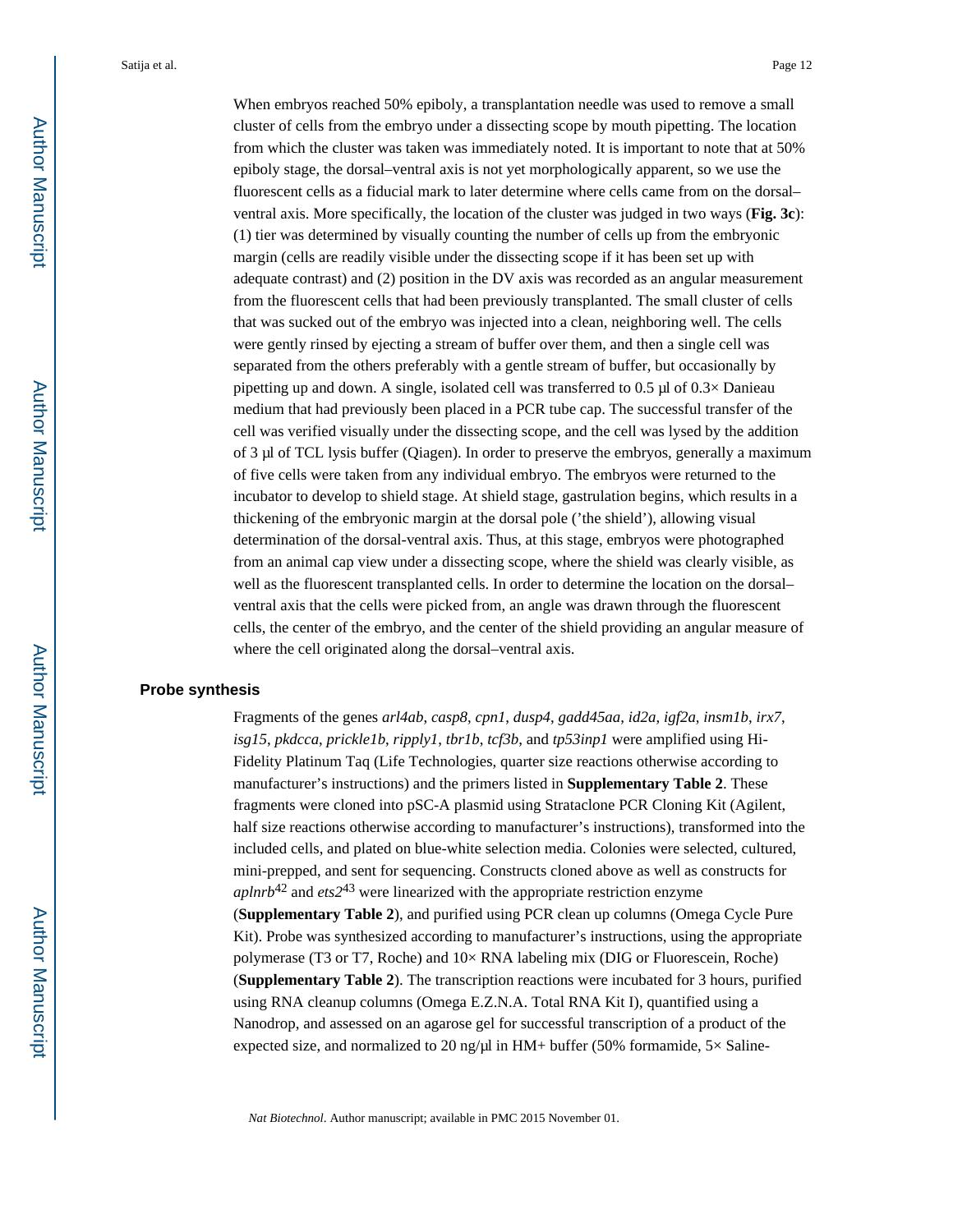When embryos reached 50% epiboly, a transplantation needle was used to remove a small cluster of cells from the embryo under a dissecting scope by mouth pipetting. The location from which the cluster was taken was immediately noted. It is important to note that at 50% epiboly stage, the dorsal–ventral axis is not yet morphologically apparent, so we use the fluorescent cells as a fiducial mark to later determine where cells came from on the dorsal–ventral axis. More specifically, the location of the cluster was judged in two ways (**Fig. 3c**): (1) tier was determined by visually counting the number of cells up from the embryonic margin (cells are readily visible under the dissecting scope if it has been set up with adequate contrast) and (2) position in the DV axis was recorded as an angular measurement from the fluorescent cells that had been previously transplanted. The small cluster of cells that was sucked out of the embryo was injected into a clean, neighboring well. The cells were gently rinsed by ejecting a stream of buffer over them, and then a single cell was separated from the others preferably with a gentle stream of buffer, but occasionally by pipetting up and down. A single, isolated cell was transferred to 0.5 µl of 0.3× Danieau medium that had previously been placed in a PCR tube cap. The successful transfer of the cell was verified visually under the dissecting scope, and the cell was lysed by the addition of 3 µl of TCL lysis buffer (Qiagen). In order to preserve the embryos, generally a maximum of five cells were taken from any individual embryo. The embryos were returned to the incubator to develop to shield stage. At shield stage, gastrulation begins, which results in a thickening of the embryonic margin at the dorsal pole ('the shield'), allowing visual determination of the dorsal-ventral axis. Thus, at this stage, embryos were photographed from an animal cap view under a dissecting scope, where the shield was clearly visible, as well as the fluorescent transplanted cells. In order to determine the location on the dorsal–ventral axis that the cells were picked from, an angle was drawn through the fluorescent cells, the center of the embryo, and the center of the shield providing an angular measure of where the cell originated along the dorsal–ventral axis.

## Probe synthesis

Fragments of the genes *arl4ab*, *casp8*, *cpn1*, *dusp4*, *gadd45aa*, *id2a*, *igf2a*, *insm1b*, *irx7*, *isg15*, *pkdcca*, *prickle1b*, *ripply1*, *tbr1b*, *tcf3b*, and *tp53inp1* were amplified using Hi-Fidelity Platinum Taq (Life Technologies, quarter size reactions otherwise according to manufacturer's instructions) and the primers listed in **Supplementary Table 2**. These fragments were cloned into pSC-A plasmid using Strataclone PCR Cloning Kit (Agilent, half size reactions otherwise according to manufacturer's instructions), transformed into the included cells, and plated on blue-white selection media. Colonies were selected, cultured, mini-prepped, and sent for sequencing. Constructs cloned above as well as constructs for *aplnrb*[42] and *ets2*[43] were linearized with the appropriate restriction enzyme (**Supplementary Table 2**), and purified using PCR clean up columns (Omega Cycle Pure Kit). Probe was synthesized according to manufacturer's instructions, using the appropriate polymerase (T3 or T7, Roche) and 10× RNA labeling mix (DIG or Fluorescein, Roche) (**Supplementary Table 2**). The transcription reactions were incubated for 3 hours, purified using RNA cleanup columns (Omega E.Z.N.A. Total RNA Kit I), quantified using a Nanodrop, and assessed on an agarose gel for successful transcription of a product of the expected size, and normalized to 20 ng/µl in HM+ buffer (50% formamide, 5× Saline-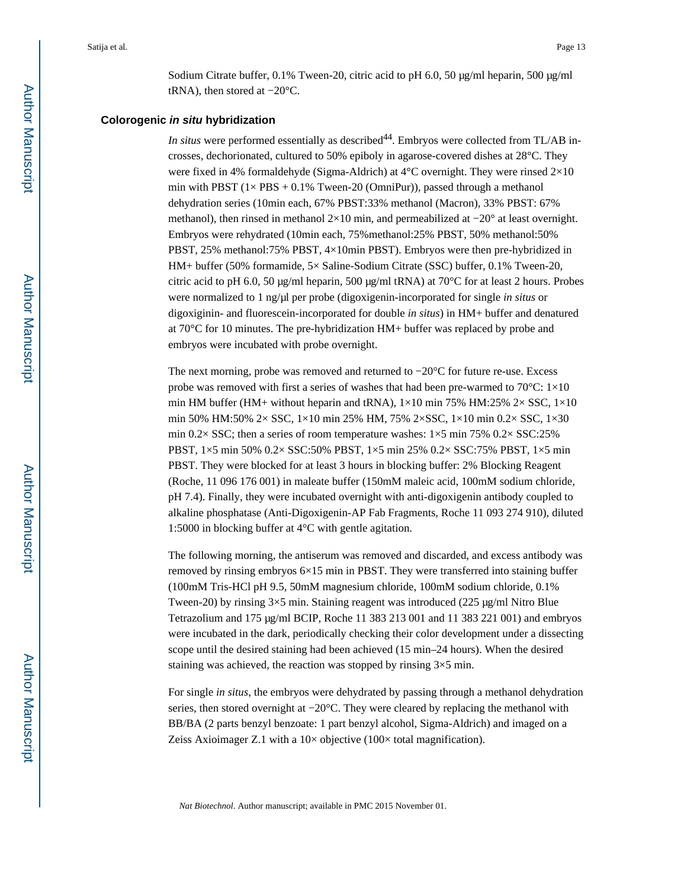Sodium Citrate buffer, 0.1% Tween-20, citric acid to pH 6.0, 50 μg/ml heparin, 500 μg/ml tRNA), then stored at −20°C.

### Colorogenic *in situ* hybridization

*In situs* were performed essentially as described[44]. Embryos were collected from TL/AB in-crosses, dechorionated, cultured to 50% epiboly in agarose-covered dishes at 28°C. They were fixed in 4% formaldehyde (Sigma-Aldrich) at 4°C overnight. They were rinsed 2×10 min with PBST (1× PBS + 0.1% Tween-20 (OmniPur)), passed through a methanol dehydration series (10min each, 67% PBST:33% methanol (Macron), 33% PBST: 67% methanol), then rinsed in methanol 2×10 min, and permeabilized at −20° at least overnight. Embryos were rehydrated (10min each, 75%methanol:25% PBST, 50% methanol:50% PBST, 25% methanol:75% PBST, 4×10min PBST). Embryos were then pre-hybridized in HM+ buffer (50% formamide, 5× Saline-Sodium Citrate (SSC) buffer, 0.1% Tween-20, citric acid to pH 6.0, 50 μg/ml heparin, 500 μg/ml tRNA) at 70°C for at least 2 hours. Probes were normalized to 1 ng/μl per probe (digoxigenin-incorporated for single *in situs* or digoxiginin- and fluorescein-incorporated for double *in situs*) in HM+ buffer and denatured at 70°C for 10 minutes. The pre-hybridization HM+ buffer was replaced by probe and embryos were incubated with probe overnight.

The next morning, probe was removed and returned to −20°C for future re-use. Excess probe was removed with first a series of washes that had been pre-warmed to 70°C: 1×10 min HM buffer (HM+ without heparin and tRNA), 1×10 min 75% HM:25% 2× SSC, 1×10 min 50% HM:50% 2× SSC, 1×10 min 25% HM, 75% 2×SSC, 1×10 min 0.2× SSC, 1×30 min 0.2× SSC; then a series of room temperature washes: 1×5 min 75% 0.2× SSC:25% PBST, 1×5 min 50% 0.2× SSC:50% PBST, 1×5 min 25% 0.2× SSC:75% PBST, 1×5 min PBST. They were blocked for at least 3 hours in blocking buffer: 2% Blocking Reagent (Roche, 11 096 176 001) in maleate buffer (150mM maleic acid, 100mM sodium chloride, pH 7.4). Finally, they were incubated overnight with anti-digoxigenin antibody coupled to alkaline phosphatase (Anti-Digoxigenin-AP Fab Fragments, Roche 11 093 274 910), diluted 1:5000 in blocking buffer at 4°C with gentle agitation.

The following morning, the antiserum was removed and discarded, and excess antibody was removed by rinsing embryos 6×15 min in PBST. They were transferred into staining buffer (100mM Tris-HCl pH 9.5, 50mM magnesium chloride, 100mM sodium chloride, 0.1% Tween-20) by rinsing 3×5 min. Staining reagent was introduced (225 μg/ml Nitro Blue Tetrazolium and 175 μg/ml BCIP, Roche 11 383 213 001 and 11 383 221 001) and embryos were incubated in the dark, periodically checking their color development under a dissecting scope until the desired staining had been achieved (15 min–24 hours). When the desired staining was achieved, the reaction was stopped by rinsing 3×5 min.

For single *in situs*, the embryos were dehydrated by passing through a methanol dehydration series, then stored overnight at −20°C. They were cleared by replacing the methanol with BB/BA (2 parts benzyl benzoate: 1 part benzyl alcohol, Sigma-Aldrich) and imaged on a Zeiss Axioimager Z.1 with a 10× objective (100× total magnification).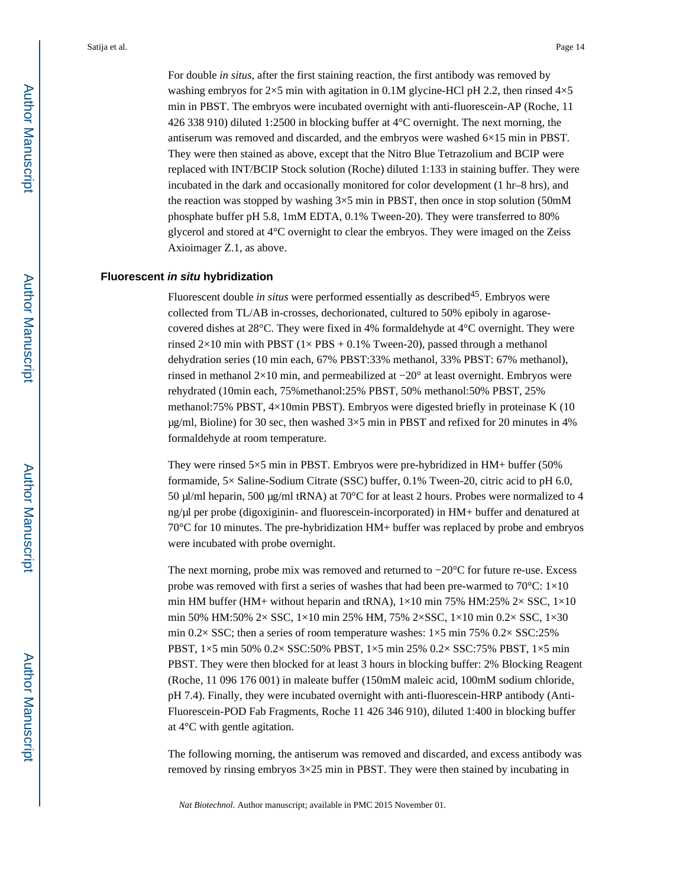For double *in situs*, after the first staining reaction, the first antibody was removed by washing embryos for 2×5 min with agitation in 0.1M glycine-HCl pH 2.2, then rinsed 4×5 min in PBST. The embryos were incubated overnight with anti-fluorescein-AP (Roche, 11 426 338 910) diluted 1:2500 in blocking buffer at 4°C overnight. The next morning, the antiserum was removed and discarded, and the embryos were washed 6×15 min in PBST. They were then stained as above, except that the Nitro Blue Tetrazolium and BCIP were replaced with INT/BCIP Stock solution (Roche) diluted 1:133 in staining buffer. They were incubated in the dark and occasionally monitored for color development (1 hr–8 hrs), and the reaction was stopped by washing 3×5 min in PBST, then once in stop solution (50mM phosphate buffer pH 5.8, 1mM EDTA, 0.1% Tween-20). They were transferred to 80% glycerol and stored at 4°C overnight to clear the embryos. They were imaged on the Zeiss Axioimager Z.1, as above.

### Fluorescent *in situ* hybridization

Fluorescent double *in situs* were performed essentially as described[45]. Embryos were collected from TL/AB in-crosses, dechorionated, cultured to 50% epiboly in agarose-covered dishes at 28°C. They were fixed in 4% formaldehyde at 4°C overnight. They were rinsed 2×10 min with PBST (1× PBS + 0.1% Tween-20), passed through a methanol dehydration series (10 min each, 67% PBST:33% methanol, 33% PBST: 67% methanol), rinsed in methanol 2×10 min, and permeabilized at −20° at least overnight. Embryos were rehydrated (10min each, 75%methanol:25% PBST, 50% methanol:50% PBST, 25% methanol:75% PBST, 4×10min PBST). Embryos were digested briefly in proteinase K (10 μg/ml, Bioline) for 30 sec, then washed 3×5 min in PBST and refixed for 20 minutes in 4% formaldehyde at room temperature.

They were rinsed 5×5 min in PBST. Embryos were pre-hybridized in HM+ buffer (50% formamide, 5× Saline-Sodium Citrate (SSC) buffer, 0.1% Tween-20, citric acid to pH 6.0, 50 μl/ml heparin, 500 μg/ml tRNA) at 70°C for at least 2 hours. Probes were normalized to 4 ng/μl per probe (digoxiginin- and fluorescein-incorporated) in HM+ buffer and denatured at 70°C for 10 minutes. The pre-hybridization HM+ buffer was replaced by probe and embryos were incubated with probe overnight.

The next morning, probe mix was removed and returned to −20°C for future re-use. Excess probe was removed with first a series of washes that had been pre-warmed to 70°C: 1×10 min HM buffer (HM+ without heparin and tRNA), 1×10 min 75% HM:25% 2× SSC, 1×10 min 50% HM:50% 2× SSC, 1×10 min 25% HM, 75% 2×SSC, 1×10 min 0.2× SSC, 1×30 min 0.2× SSC; then a series of room temperature washes: 1×5 min 75% 0.2× SSC:25% PBST, 1×5 min 50% 0.2× SSC:50% PBST, 1×5 min 25% 0.2× SSC:75% PBST, 1×5 min PBST. They were then blocked for at least 3 hours in blocking buffer: 2% Blocking Reagent (Roche, 11 096 176 001) in maleate buffer (150mM maleic acid, 100mM sodium chloride, pH 7.4). Finally, they were incubated overnight with anti-fluorescein-HRP antibody (Anti-Fluorescein-POD Fab Fragments, Roche 11 426 346 910), diluted 1:400 in blocking buffer at 4°C with gentle agitation.

The following morning, the antiserum was removed and discarded, and excess antibody was removed by rinsing embryos 3×25 min in PBST. They were then stained by incubating in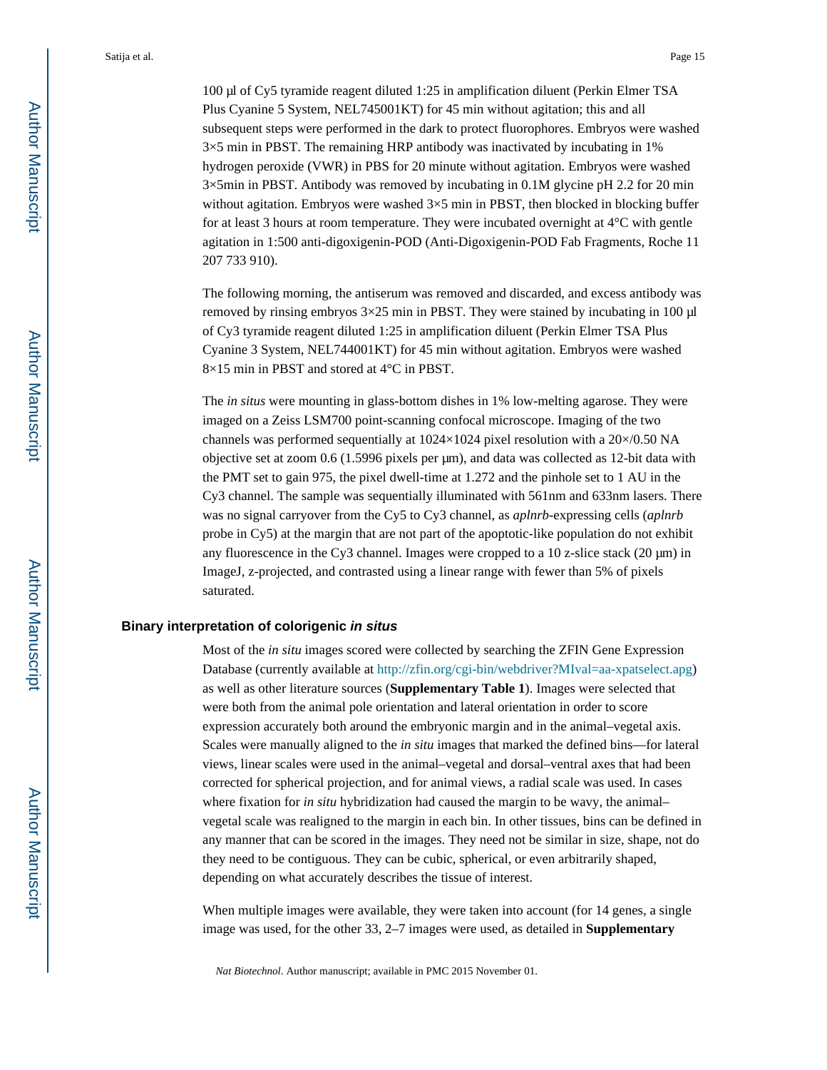100 μl of Cy5 tyramide reagent diluted 1:25 in amplification diluent (Perkin Elmer TSA Plus Cyanine 5 System, NEL745001KT) for 45 min without agitation; this and all subsequent steps were performed in the dark to protect fluorophores. Embryos were washed 3×5 min in PBST. The remaining HRP antibody was inactivated by incubating in 1% hydrogen peroxide (VWR) in PBS for 20 minute without agitation. Embryos were washed 3×5min in PBST. Antibody was removed by incubating in 0.1M glycine pH 2.2 for 20 min without agitation. Embryos were washed 3×5 min in PBST, then blocked in blocking buffer for at least 3 hours at room temperature. They were incubated overnight at 4°C with gentle agitation in 1:500 anti-digoxigenin-POD (Anti-Digoxigenin-POD Fab Fragments, Roche 11 207 733 910).

The following morning, the antiserum was removed and discarded, and excess antibody was removed by rinsing embryos 3×25 min in PBST. They were stained by incubating in 100 μl of Cy3 tyramide reagent diluted 1:25 in amplification diluent (Perkin Elmer TSA Plus Cyanine 3 System, NEL744001KT) for 45 min without agitation. Embryos were washed 8×15 min in PBST and stored at 4°C in PBST.

The *in situs* were mounting in glass-bottom dishes in 1% low-melting agarose. They were imaged on a Zeiss LSM700 point-scanning confocal microscope. Imaging of the two channels was performed sequentially at 1024×1024 pixel resolution with a 20×/0.50 NA objective set at zoom 0.6 (1.5996 pixels per μm), and data was collected as 12-bit data with the PMT set to gain 975, the pixel dwell-time at 1.272 and the pinhole set to 1 AU in the Cy3 channel. The sample was sequentially illuminated with 561nm and 633nm lasers. There was no signal carryover from the Cy5 to Cy3 channel, as *aplnrb*-expressing cells (*aplnrb* probe in Cy5) at the margin that are not part of the apoptotic-like population do not exhibit any fluorescence in the Cy3 channel. Images were cropped to a 10 z-slice stack (20 μm) in ImageJ, z-projected, and contrasted using a linear range with fewer than 5% of pixels saturated.

### Binary interpretation of colorigenic *in situs*

Most of the *in situ* images scored were collected by searching the ZFIN Gene Expression Database (currently available at http://zfin.org/cgi-bin/webdriver?MIval=aa-xpatselect.apg) as well as other literature sources (**Supplementary Table 1**). Images were selected that were both from the animal pole orientation and lateral orientation in order to score expression accurately both around the embryonic margin and in the animal–vegetal axis. Scales were manually aligned to the *in situ* images that marked the defined bins—for lateral views, linear scales were used in the animal–vegetal and dorsal–ventral axes that had been corrected for spherical projection, and for animal views, a radial scale was used. In cases where fixation for *in situ* hybridization had caused the margin to be wavy, the animal–vegetal scale was realigned to the margin in each bin. In other tissues, bins can be defined in any manner that can be scored in the images. They need not be similar in size, shape, not do they need to be contiguous. They can be cubic, spherical, or even arbitrarily shaped, depending on what accurately describes the tissue of interest.

When multiple images were available, they were taken into account (for 14 genes, a single image was used, for the other 33, 2–7 images were used, as detailed in **Supplementary**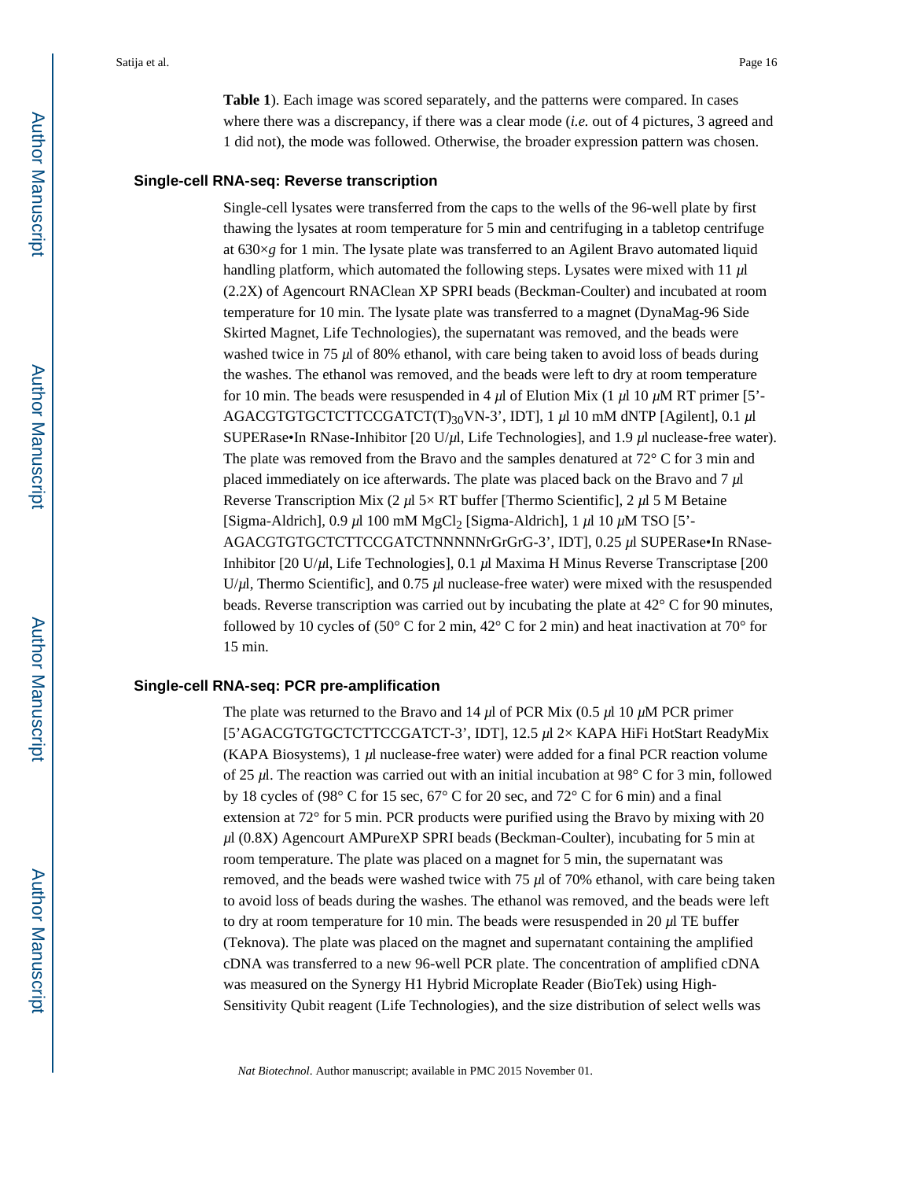**Table 1**). Each image was scored separately, and the patterns were compared. In cases where there was a discrepancy, if there was a clear mode (*i.e.* out of 4 pictures, 3 agreed and 1 did not), the mode was followed. Otherwise, the broader expression pattern was chosen.

### Single-cell RNA-seq: Reverse transcription

Single-cell lysates were transferred from the caps to the wells of the 96-well plate by first thawing the lysates at room temperature for 5 min and centrifuging in a tabletop centrifuge at 630×*g* for 1 min. The lysate plate was transferred to an Agilent Bravo automated liquid handling platform, which automated the following steps. Lysates were mixed with 11 *μ*l (2.2X) of Agencourt RNAClean XP SPRI beads (Beckman-Coulter) and incubated at room temperature for 10 min. The lysate plate was transferred to a magnet (DynaMag-96 Side Skirted Magnet, Life Technologies), the supernatant was removed, and the beads were washed twice in 75 *μ*l of 80% ethanol, with care being taken to avoid loss of beads during the washes. The ethanol was removed, and the beads were left to dry at room temperature for 10 min. The beads were resuspended in 4 *μ*l of Elution Mix (1 *μ*l 10 *μ*M RT primer [5'-AGACGTGTGCTCTTCCGATCT$(T)_{30}$VN-3', IDT], 1 *μ*l 10 mM dNTP [Agilent], 0.1 *μ*l SUPERase•In RNase-Inhibitor [20 U/*μ*l, Life Technologies], and 1.9 *μ*l nuclease-free water). The plate was removed from the Bravo and the samples denatured at 72° C for 3 min and placed immediately on ice afterwards. The plate was placed back on the Bravo and 7 *μ*l Reverse Transcription Mix (2 *μ*l 5× RT buffer [Thermo Scientific], 2 *μ*l 5 M Betaine [Sigma-Aldrich], 0.9 *μ*l 100 mM $MgCl_2$ [Sigma-Aldrich], 1 *μ*l 10 *μ*M TSO [5'-AGACGTGTGCTCTTCCGATCTNNNNNrGrGrG-3', IDT], 0.25 *μ*l SUPERase•In RNase-Inhibitor [20 U/*μ*l, Life Technologies], 0.1 *μ*l Maxima H Minus Reverse Transcriptase [200 U/*μ*l, Thermo Scientific], and 0.75 *μ*l nuclease-free water) were mixed with the resuspended beads. Reverse transcription was carried out by incubating the plate at 42° C for 90 minutes, followed by 10 cycles of (50° C for 2 min, 42° C for 2 min) and heat inactivation at 70° for 15 min.

### Single-cell RNA-seq: PCR pre-amplification

The plate was returned to the Bravo and 14 *μ*l of PCR Mix (0.5 *μ*l 10 *μ*M PCR primer [5'AGACGTGTGCTCTTCCGATCT-3', IDT], 12.5 *μ*l 2× KAPA HiFi HotStart ReadyMix (KAPA Biosystems), 1 *μ*l nuclease-free water) were added for a final PCR reaction volume of 25 *μ*l. The reaction was carried out with an initial incubation at 98° C for 3 min, followed by 18 cycles of (98° C for 15 sec, 67° C for 20 sec, and 72° C for 6 min) and a final extension at 72° for 5 min. PCR products were purified using the Bravo by mixing with 20 *μ*l (0.8X) Agencourt AMPureXP SPRI beads (Beckman-Coulter), incubating for 5 min at room temperature. The plate was placed on a magnet for 5 min, the supernatant was removed, and the beads were washed twice with 75 *μ*l of 70% ethanol, with care being taken to avoid loss of beads during the washes. The ethanol was removed, and the beads were left to dry at room temperature for 10 min. The beads were resuspended in 20 *μ*l TE buffer (Teknova). The plate was placed on the magnet and supernatant containing the amplified cDNA was transferred to a new 96-well PCR plate. The concentration of amplified cDNA was measured on the Synergy H1 Hybrid Microplate Reader (BioTek) using High-Sensitivity Qubit reagent (Life Technologies), and the size distribution of select wells was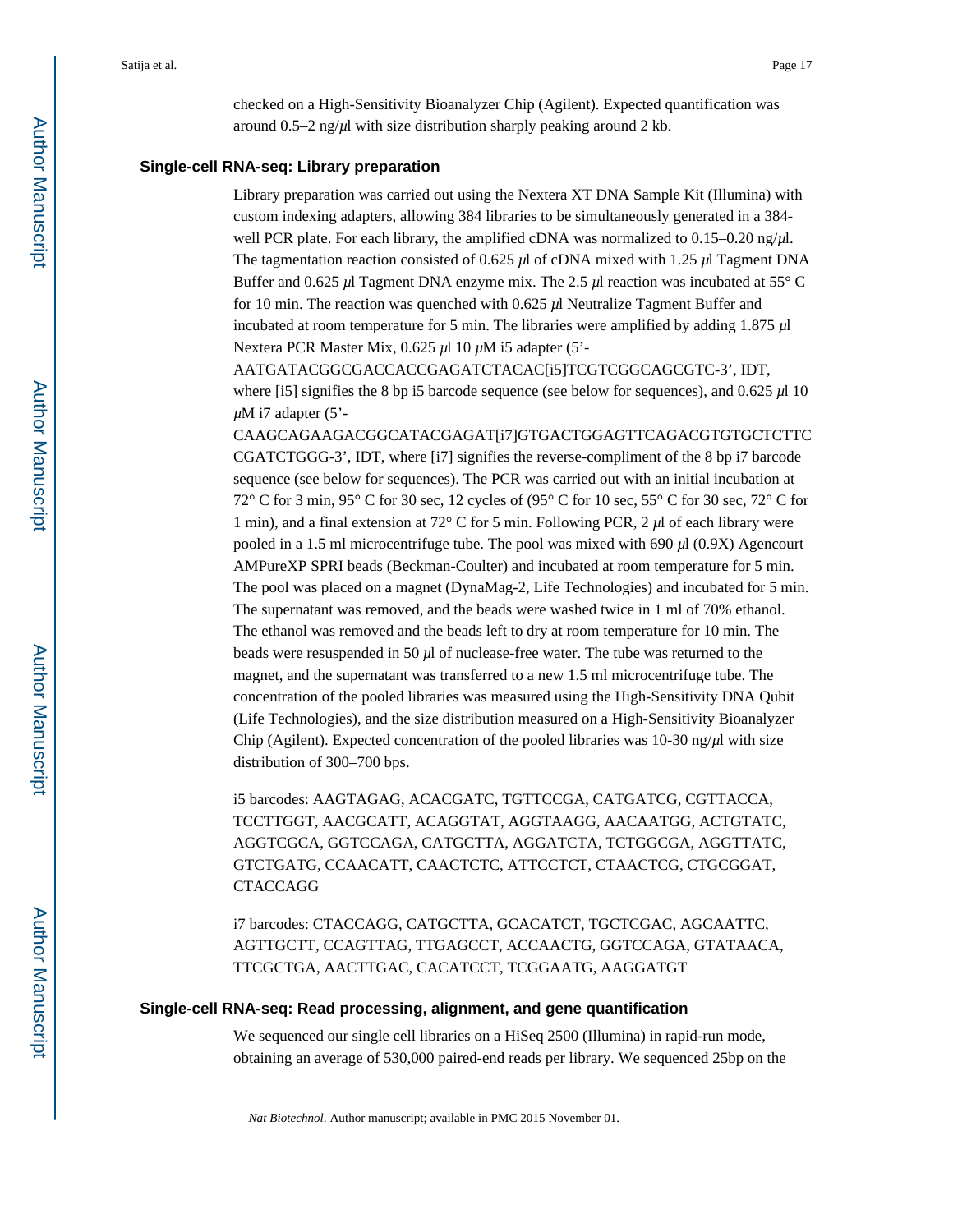checked on a High-Sensitivity Bioanalyzer Chip (Agilent). Expected quantification was around 0.5–2 ng/$\mu$l with size distribution sharply peaking around 2 kb.

### Single-cell RNA-seq: Library preparation

Library preparation was carried out using the Nextera XT DNA Sample Kit (Illumina) with custom indexing adapters, allowing 384 libraries to be simultaneously generated in a 384-well PCR plate. For each library, the amplified cDNA was normalized to 0.15–0.20 ng/$\mu$l. The tagmentation reaction consisted of 0.625 $\mu$l of cDNA mixed with 1.25 $\mu$l Tagment DNA Buffer and 0.625 $\mu$l Tagment DNA enzyme mix. The 2.5 $\mu$l reaction was incubated at 55° C for 10 min. The reaction was quenched with 0.625 $\mu$l Neutralize Tagment Buffer and incubated at room temperature for 5 min. The libraries were amplified by adding 1.875 $\mu$l Nextera PCR Master Mix, 0.625 $\mu$l 10 $\mu$M i5 adapter (5'-AATGATACGGCGACCACCGAGATCTACAC[i5]TCGTCGGCAGCGTC-3', IDT, where [i5] signifies the 8 bp i5 barcode sequence (see below for sequences), and 0.625 $\mu$l 10 $\mu$M i7 adapter (5'-CAAGCAGAAGACGGCATACGAGAT[i7]GTGACTGGAGTTCAGACGTGTGCTCTTCCGATCTGGG-3', IDT, where [i7] signifies the reverse-compliment of the 8 bp i7 barcode sequence (see below for sequences). The PCR was carried out with an initial incubation at 72° C for 3 min, 95° C for 30 sec, 12 cycles of (95° C for 10 sec, 55° C for 30 sec, 72° C for 1 min), and a final extension at 72° C for 5 min. Following PCR, 2 $\mu$l of each library were pooled in a 1.5 ml microcentrifuge tube. The pool was mixed with 690 $\mu$l (0.9X) Agencourt AMPureXP SPRI beads (Beckman-Coulter) and incubated at room temperature for 5 min. The pool was placed on a magnet (DynaMag-2, Life Technologies) and incubated for 5 min. The supernatant was removed, and the beads were washed twice in 1 ml of 70% ethanol. The ethanol was removed and the beads left to dry at room temperature for 10 min. The beads were resuspended in 50 $\mu$l of nuclease-free water. The tube was returned to the magnet, and the supernatant was transferred to a new 1.5 ml microcentrifuge tube. The concentration of the pooled libraries was measured using the High-Sensitivity DNA Qubit (Life Technologies), and the size distribution measured on a High-Sensitivity Bioanalyzer Chip (Agilent). Expected concentration of the pooled libraries was 10-30 ng/$\mu$l with size distribution of 300–700 bps.

i5 barcodes: AAGTAGAG, ACACGATC, TGTTCCGA, CATGATCG, CGTTACCA, TCCTTGGT, AACGCATT, ACAGGTAT, AGGTAAGG, AACAATGG, ACTGTATC, AGGTCGCA, GGTCCAGA, CATGCTTA, AGGATCTA, TCTGGCGA, AGGTTATC, GTCTGATG, CCAACATT, CAACTCTC, ATTCCTCT, CTAACTCG, CTGCGGAT, CTACCAGG

i7 barcodes: CTACCAGG, CATGCTTA, GCACATCT, TGCTCGAC, AGCAATTC, AGTTGCTT, CCAGTTAG, TTGAGCCT, ACCAACTG, GGTCCAGA, GTATAACA, TTCGCTGA, AACTTGAC, CACATCCT, TCGGAATG, AAGGATGT

### Single-cell RNA-seq: Read processing, alignment, and gene quantification

We sequenced our single cell libraries on a HiSeq 2500 (Illumina) in rapid-run mode, obtaining an average of 530,000 paired-end reads per library. We sequenced 25bp on the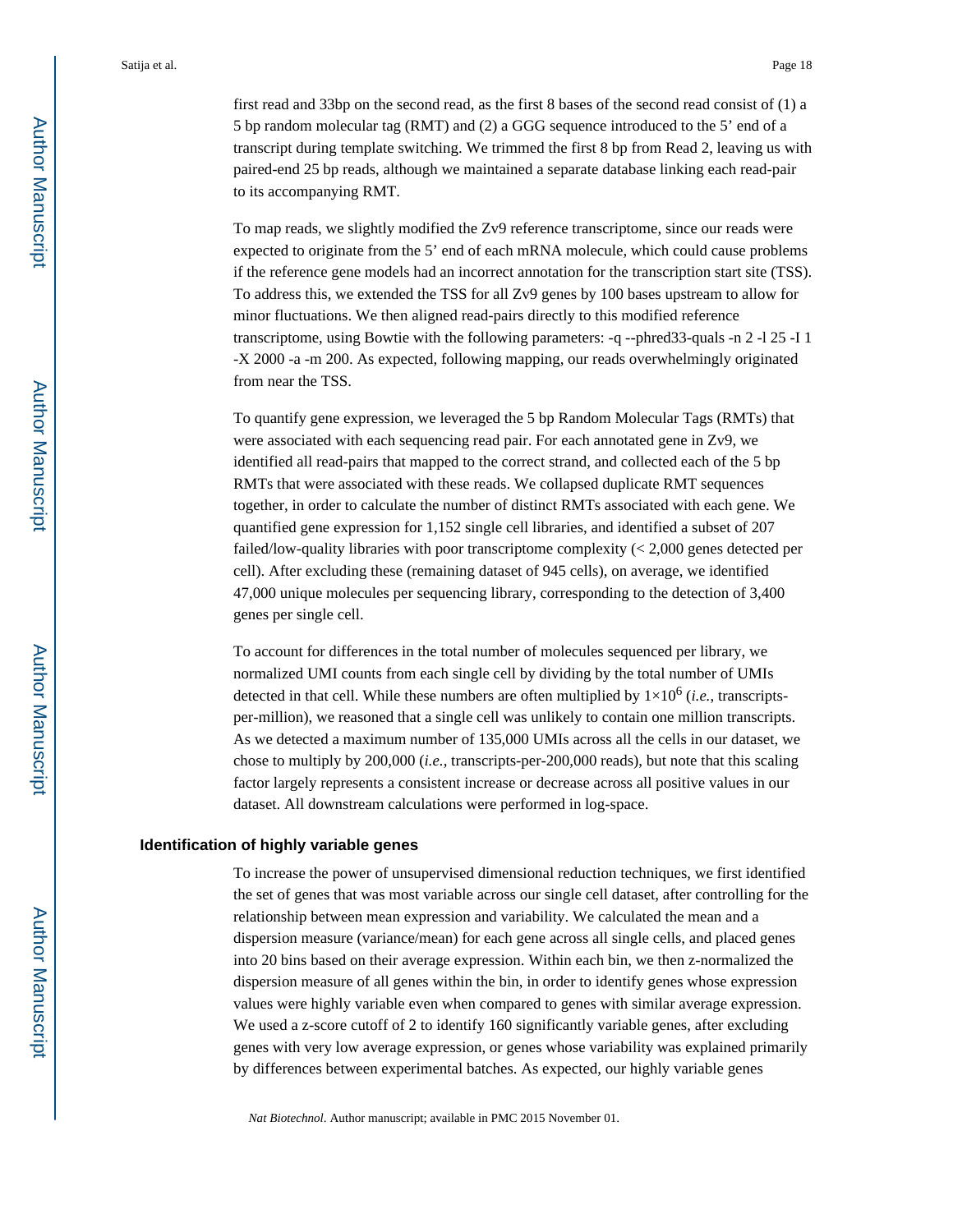first read and 33bp on the second read, as the first 8 bases of the second read consist of (1) a 5 bp random molecular tag (RMT) and (2) a GGG sequence introduced to the 5' end of a transcript during template switching. We trimmed the first 8 bp from Read 2, leaving us with paired-end 25 bp reads, although we maintained a separate database linking each read-pair to its accompanying RMT.

To map reads, we slightly modified the Zv9 reference transcriptome, since our reads were expected to originate from the 5' end of each mRNA molecule, which could cause problems if the reference gene models had an incorrect annotation for the transcription start site (TSS). To address this, we extended the TSS for all Zv9 genes by 100 bases upstream to allow for minor fluctuations. We then aligned read-pairs directly to this modified reference transcriptome, using Bowtie with the following parameters: -q --phred33-quals -n 2 -l 25 -I 1 -X 2000 -a -m 200. As expected, following mapping, our reads overwhelmingly originated from near the TSS.

To quantify gene expression, we leveraged the 5 bp Random Molecular Tags (RMTs) that were associated with each sequencing read pair. For each annotated gene in Zv9, we identified all read-pairs that mapped to the correct strand, and collected each of the 5 bp RMTs that were associated with these reads. We collapsed duplicate RMT sequences together, in order to calculate the number of distinct RMTs associated with each gene. We quantified gene expression for 1,152 single cell libraries, and identified a subset of 207 failed/low-quality libraries with poor transcriptome complexity (< 2,000 genes detected per cell). After excluding these (remaining dataset of 945 cells), on average, we identified 47,000 unique molecules per sequencing library, corresponding to the detection of 3,400 genes per single cell.

To account for differences in the total number of molecules sequenced per library, we normalized UMI counts from each single cell by dividing by the total number of UMIs detected in that cell. While these numbers are often multiplied by $1 \times 10^6$ (*i.e.*, transcripts-per-million), we reasoned that a single cell was unlikely to contain one million transcripts. As we detected a maximum number of 135,000 UMIs across all the cells in our dataset, we chose to multiply by 200,000 (*i.e.*, transcripts-per-200,000 reads), but note that this scaling factor largely represents a consistent increase or decrease across all positive values in our dataset. All downstream calculations were performed in log-space.

### Identification of highly variable genes

To increase the power of unsupervised dimensional reduction techniques, we first identified the set of genes that was most variable across our single cell dataset, after controlling for the relationship between mean expression and variability. We calculated the mean and a dispersion measure (variance/mean) for each gene across all single cells, and placed genes into 20 bins based on their average expression. Within each bin, we then z-normalized the dispersion measure of all genes within the bin, in order to identify genes whose expression values were highly variable even when compared to genes with similar average expression. We used a z-score cutoff of 2 to identify 160 significantly variable genes, after excluding genes with very low average expression, or genes whose variability was explained primarily by differences between experimental batches. As expected, our highly variable genes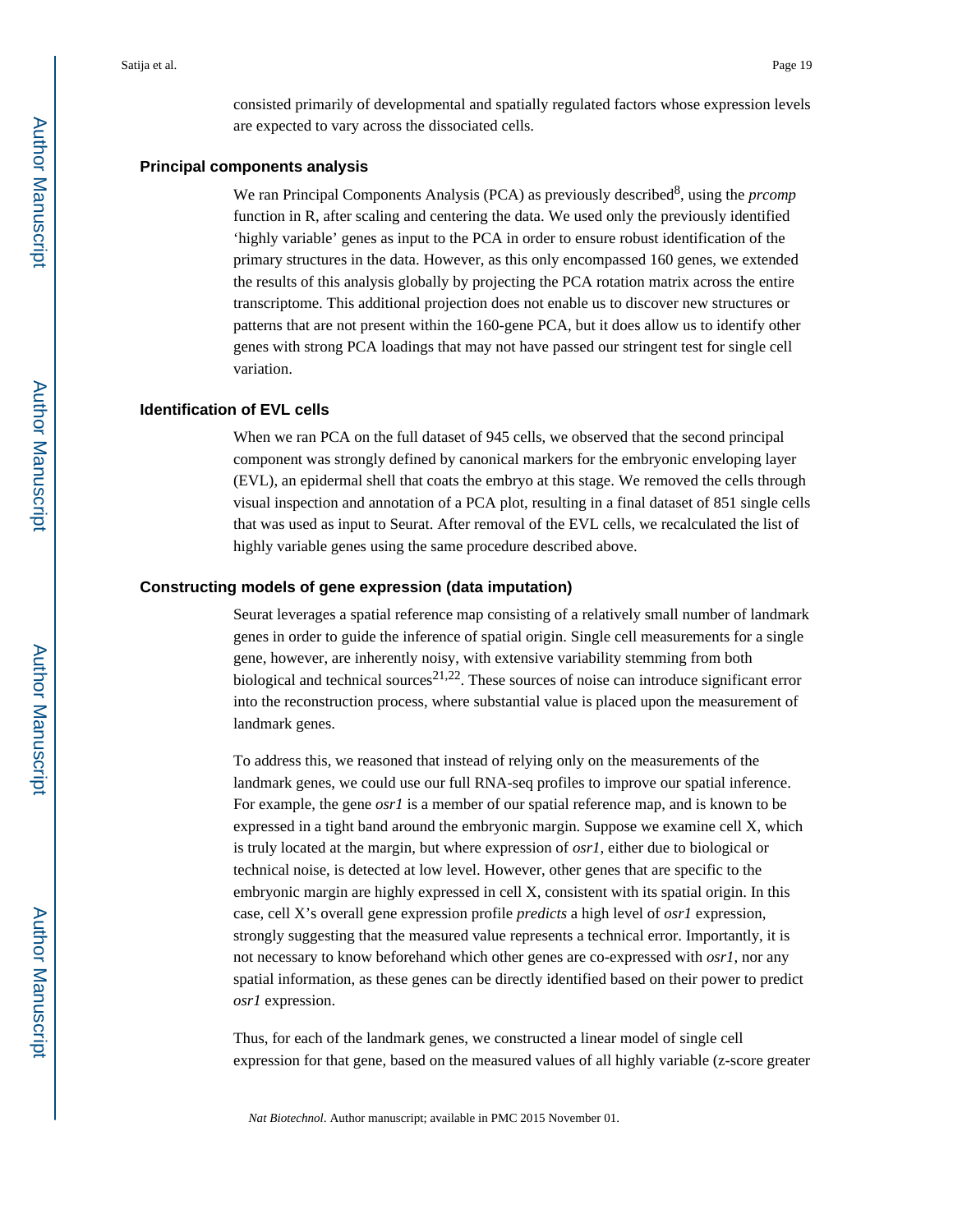consisted primarily of developmental and spatially regulated factors whose expression levels are expected to vary across the dissociated cells.

### Principal components analysis

We ran Principal Components Analysis (PCA) as previously described[8], using the *prcomp* function in R, after scaling and centering the data. We used only the previously identified 'highly variable' genes as input to the PCA in order to ensure robust identification of the primary structures in the data. However, as this only encompassed 160 genes, we extended the results of this analysis globally by projecting the PCA rotation matrix across the entire transcriptome. This additional projection does not enable us to discover new structures or patterns that are not present within the 160-gene PCA, but it does allow us to identify other genes with strong PCA loadings that may not have passed our stringent test for single cell variation.

### Identification of EVL cells

When we ran PCA on the full dataset of 945 cells, we observed that the second principal component was strongly defined by canonical markers for the embryonic enveloping layer (EVL), an epidermal shell that coats the embryo at this stage. We removed the cells through visual inspection and annotation of a PCA plot, resulting in a final dataset of 851 single cells that was used as input to Seurat. After removal of the EVL cells, we recalculated the list of highly variable genes using the same procedure described above.

### Constructing models of gene expression (data imputation)

Seurat leverages a spatial reference map consisting of a relatively small number of landmark genes in order to guide the inference of spatial origin. Single cell measurements for a single gene, however, are inherently noisy, with extensive variability stemming from both biological and technical sources[21,22]. These sources of noise can introduce significant error into the reconstruction process, where substantial value is placed upon the measurement of landmark genes.

To address this, we reasoned that instead of relying only on the measurements of the landmark genes, we could use our full RNA-seq profiles to improve our spatial inference. For example, the gene *osr1* is a member of our spatial reference map, and is known to be expressed in a tight band around the embryonic margin. Suppose we examine cell X, which is truly located at the margin, but where expression of *osr1*, either due to biological or technical noise, is detected at low level. However, other genes that are specific to the embryonic margin are highly expressed in cell X, consistent with its spatial origin. In this case, cell X's overall gene expression profile *predicts* a high level of *osr1* expression, strongly suggesting that the measured value represents a technical error. Importantly, it is not necessary to know beforehand which other genes are co-expressed with *osr1*, nor any spatial information, as these genes can be directly identified based on their power to predict *osr1* expression.

Thus, for each of the landmark genes, we constructed a linear model of single cell expression for that gene, based on the measured values of all highly variable (z-score greater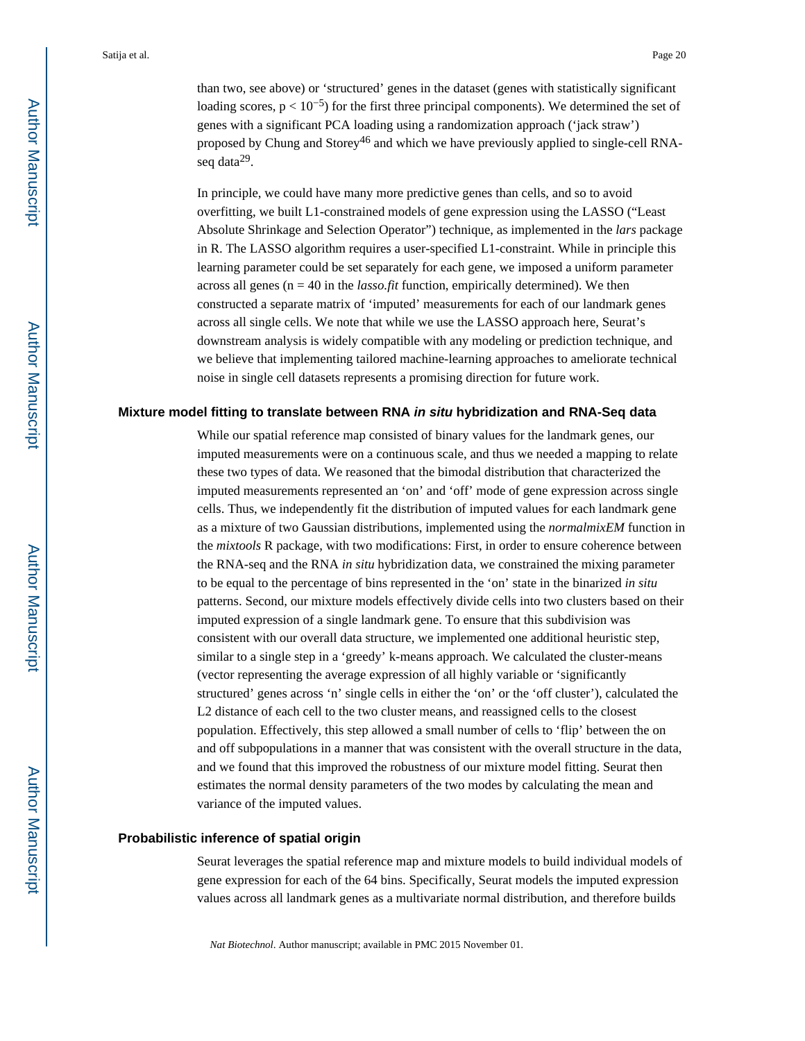than two, see above) or 'structured' genes in the dataset (genes with statistically significant loading scores, $p < 10^{-5}$) for the first three principal components). We determined the set of genes with a significant PCA loading using a randomization approach ('jack straw') proposed by Chung and Storey[46] and which we have previously applied to single-cell RNA-seq data[29].

In principle, we could have many more predictive genes than cells, and so to avoid overfitting, we built L1-constrained models of gene expression using the LASSO ("Least Absolute Shrinkage and Selection Operator") technique, as implemented in the *lars* package in R. The LASSO algorithm requires a user-specified L1-constraint. While in principle this learning parameter could be set separately for each gene, we imposed a uniform parameter across all genes ($n = 40$ in the *lasso.fit* function, empirically determined). We then constructed a separate matrix of 'imputed' measurements for each of our landmark genes across all single cells. We note that while we use the LASSO approach here, Seurat's downstream analysis is widely compatible with any modeling or prediction technique, and we believe that implementing tailored machine-learning approaches to ameliorate technical noise in single cell datasets represents a promising direction for future work.

### Mixture model fitting to translate between RNA *in situ* hybridization and RNA-Seq data

While our spatial reference map consisted of binary values for the landmark genes, our imputed measurements were on a continuous scale, and thus we needed a mapping to relate these two types of data. We reasoned that the bimodal distribution that characterized the imputed measurements represented an 'on' and 'off' mode of gene expression across single cells. Thus, we independently fit the distribution of imputed values for each landmark gene as a mixture of two Gaussian distributions, implemented using the *normalmixEM* function in the *mixtools* R package, with two modifications: First, in order to ensure coherence between the RNA-seq and the RNA *in situ* hybridization data, we constrained the mixing parameter to be equal to the percentage of bins represented in the 'on' state in the binarized *in situ* patterns. Second, our mixture models effectively divide cells into two clusters based on their imputed expression of a single landmark gene. To ensure that this subdivision was consistent with our overall data structure, we implemented one additional heuristic step, similar to a single step in a 'greedy' k-means approach. We calculated the cluster-means (vector representing the average expression of all highly variable or 'significantly structured' genes across 'n' single cells in either the 'on' or the 'off cluster'), calculated the L2 distance of each cell to the two cluster means, and reassigned cells to the closest population. Effectively, this step allowed a small number of cells to 'flip' between the on and off subpopulations in a manner that was consistent with the overall structure in the data, and we found that this improved the robustness of our mixture model fitting. Seurat then estimates the normal density parameters of the two modes by calculating the mean and variance of the imputed values.

### Probabilistic inference of spatial origin

Seurat leverages the spatial reference map and mixture models to build individual models of gene expression for each of the 64 bins. Specifically, Seurat models the imputed expression values across all landmark genes as a multivariate normal distribution, and therefore builds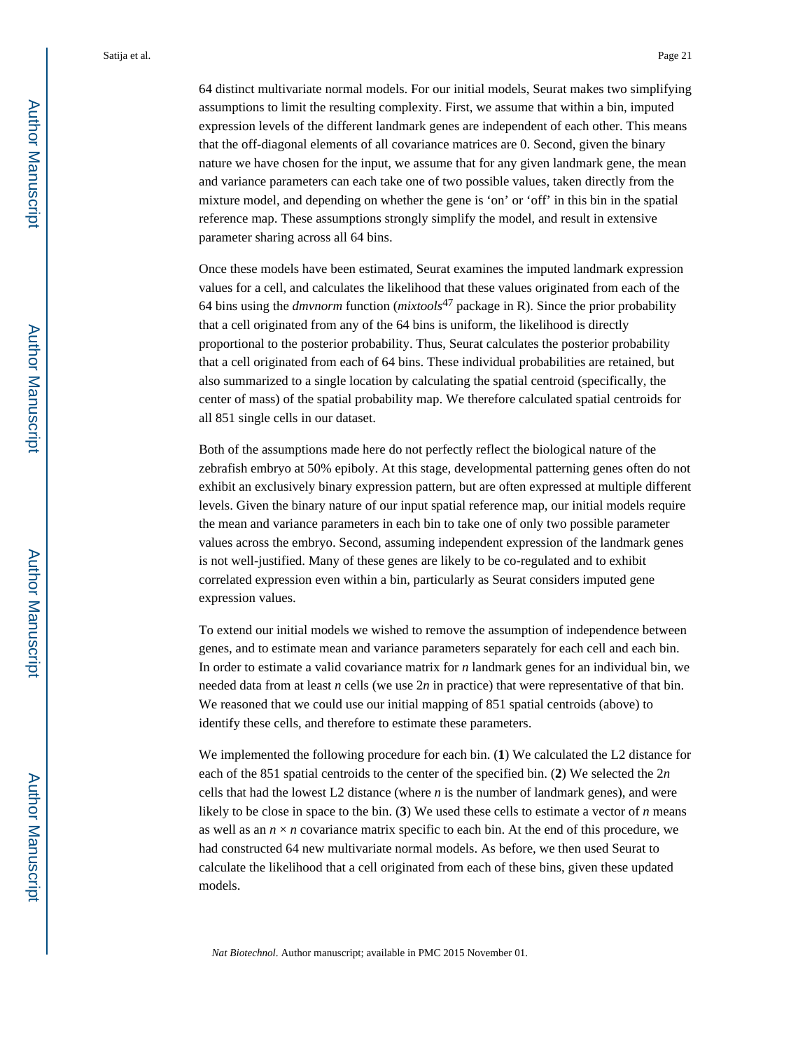64 distinct multivariate normal models. For our initial models, Seurat makes two simplifying assumptions to limit the resulting complexity. First, we assume that within a bin, imputed expression levels of the different landmark genes are independent of each other. This means that the off-diagonal elements of all covariance matrices are 0. Second, given the binary nature we have chosen for the input, we assume that for any given landmark gene, the mean and variance parameters can each take one of two possible values, taken directly from the mixture model, and depending on whether the gene is 'on' or 'off' in this bin in the spatial reference map. These assumptions strongly simplify the model, and result in extensive parameter sharing across all 64 bins.

Once these models have been estimated, Seurat examines the imputed landmark expression values for a cell, and calculates the likelihood that these values originated from each of the 64 bins using the *dmvnorm* function (*mixtools*[47] package in R). Since the prior probability that a cell originated from any of the 64 bins is uniform, the likelihood is directly proportional to the posterior probability. Thus, Seurat calculates the posterior probability that a cell originated from each of 64 bins. These individual probabilities are retained, but also summarized to a single location by calculating the spatial centroid (specifically, the center of mass) of the spatial probability map. We therefore calculated spatial centroids for all 851 single cells in our dataset.

Both of the assumptions made here do not perfectly reflect the biological nature of the zebrafish embryo at 50% epiboly. At this stage, developmental patterning genes often do not exhibit an exclusively binary expression pattern, but are often expressed at multiple different levels. Given the binary nature of our input spatial reference map, our initial models require the mean and variance parameters in each bin to take one of only two possible parameter values across the embryo. Second, assuming independent expression of the landmark genes is not well-justified. Many of these genes are likely to be co-regulated and to exhibit correlated expression even within a bin, particularly as Seurat considers imputed gene expression values.

To extend our initial models we wished to remove the assumption of independence between genes, and to estimate mean and variance parameters separately for each cell and each bin. In order to estimate a valid covariance matrix for $n$ landmark genes for an individual bin, we needed data from at least $n$ cells (we use $2n$ in practice) that were representative of that bin. We reasoned that we could use our initial mapping of 851 spatial centroids (above) to identify these cells, and therefore to estimate these parameters.

We implemented the following procedure for each bin. (**1**) We calculated the L2 distance for each of the 851 spatial centroids to the center of the specified bin. (**2**) We selected the $2n$ cells that had the lowest L2 distance (where $n$ is the number of landmark genes), and were likely to be close in space to the bin. (**3**) We used these cells to estimate a vector of $n$ means as well as an $n \times n$ covariance matrix specific to each bin. At the end of this procedure, we had constructed 64 new multivariate normal models. As before, we then used Seurat to calculate the likelihood that a cell originated from each of these bins, given these updated models.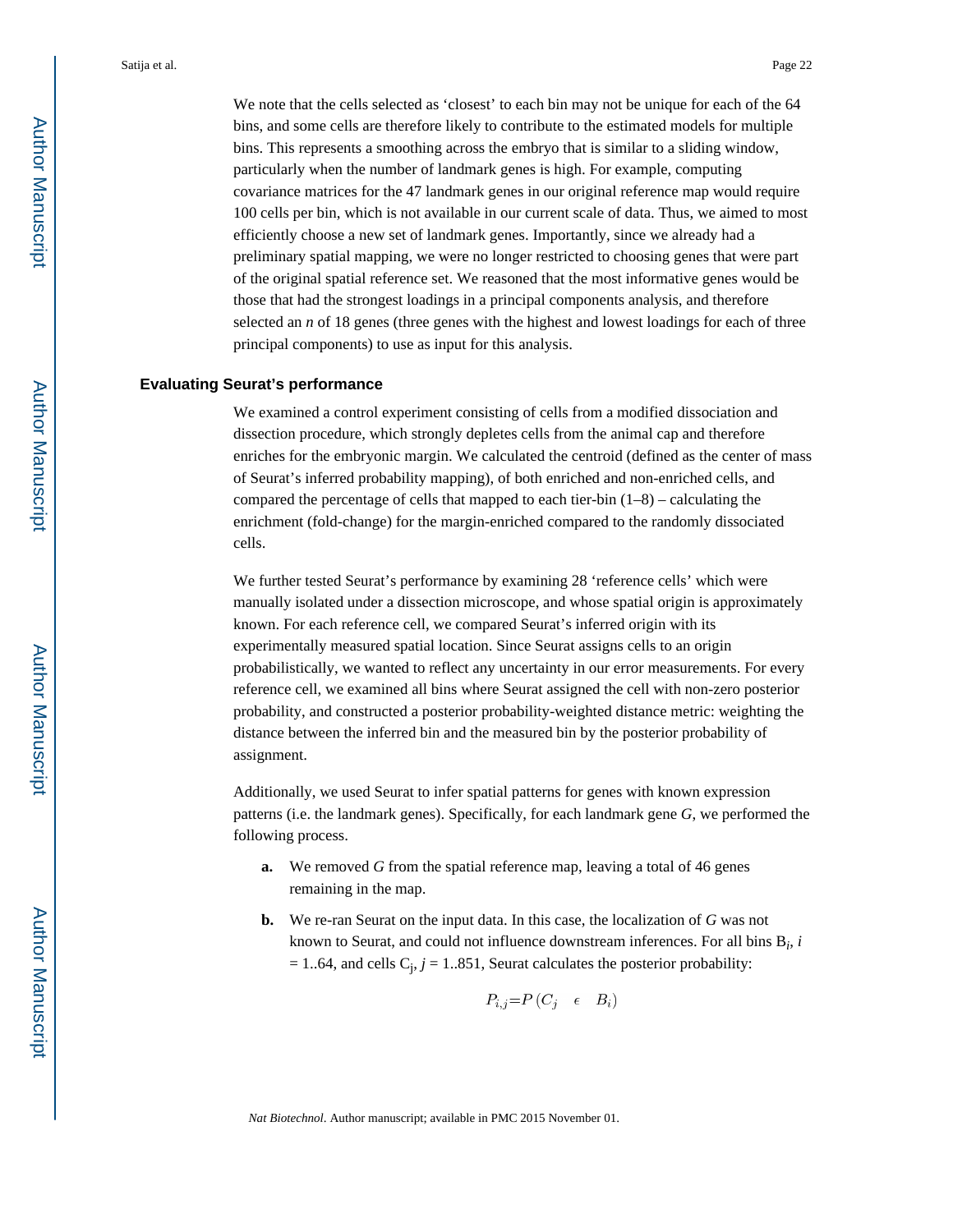We note that the cells selected as 'closest' to each bin may not be unique for each of the 64 bins, and some cells are therefore likely to contribute to the estimated models for multiple bins. This represents a smoothing across the embryo that is similar to a sliding window, particularly when the number of landmark genes is high. For example, computing covariance matrices for the 47 landmark genes in our original reference map would require 100 cells per bin, which is not available in our current scale of data. Thus, we aimed to most efficiently choose a new set of landmark genes. Importantly, since we already had a preliminary spatial mapping, we were no longer restricted to choosing genes that were part of the original spatial reference set. We reasoned that the most informative genes would be those that had the strongest loadings in a principal components analysis, and therefore selected an $n$ of 18 genes (three genes with the highest and lowest loadings for each of three principal components) to use as input for this analysis.

### Evaluating Seurat's performance

We examined a control experiment consisting of cells from a modified dissociation and dissection procedure, which strongly depletes cells from the animal cap and therefore enriches for the embryonic margin. We calculated the centroid (defined as the center of mass of Seurat's inferred probability mapping), of both enriched and non-enriched cells, and compared the percentage of cells that mapped to each tier-bin (1–8) – calculating the enrichment (fold-change) for the margin-enriched compared to the randomly dissociated cells.

We further tested Seurat's performance by examining 28 'reference cells' which were manually isolated under a dissection microscope, and whose spatial origin is approximately known. For each reference cell, we compared Seurat's inferred origin with its experimentally measured spatial location. Since Seurat assigns cells to an origin probabilistically, we wanted to reflect any uncertainty in our error measurements. For every reference cell, we examined all bins where Seurat assigned the cell with non-zero posterior probability, and constructed a posterior probability-weighted distance metric: weighting the distance between the inferred bin and the measured bin by the posterior probability of assignment.

Additionally, we used Seurat to infer spatial patterns for genes with known expression patterns (i.e. the landmark genes). Specifically, for each landmark gene $G$, we performed the following process.

- **a.** We removed $G$ from the spatial reference map, leaving a total of 46 genes remaining in the map.
- **b.** We re-ran Seurat on the input data. In this case, the localization of $G$ was not known to Seurat, and could not influence downstream inferences. For all bins $B_i$, $i = 1..64$, and cells $C_j$, $j = 1..851$, Seurat calculates the posterior probability:

$$P_{i,j} = P(C_j \in B_i)$$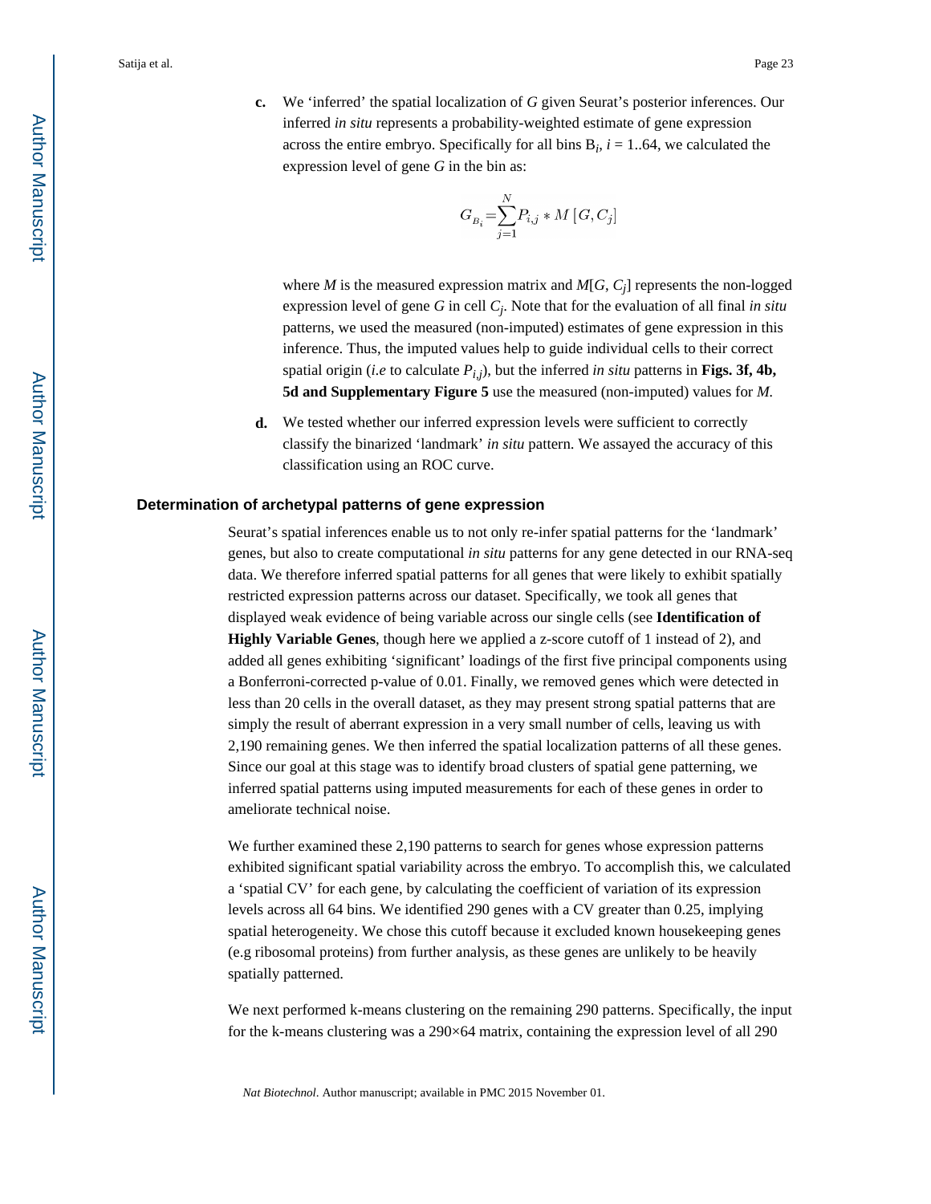**c.** We 'inferred' the spatial localization of $G$ given Seurat's posterior inferences. Our inferred *in situ* represents a probability-weighted estimate of gene expression across the entire embryo. Specifically for all bins $B_i$, $i = 1..64$, we calculated the expression level of gene $G$ in the bin as:

$$G_{B_i} = \sum_{j=1}^{N} P_{i,j} * M[G, C_j]$$

where $M$ is the measured expression matrix and $M[G, C_j]$ represents the non-logged expression level of gene $G$ in cell $C_j$. Note that for the evaluation of all final *in situ* patterns, we used the measured (non-imputed) estimates of gene expression in this inference. Thus, the imputed values help to guide individual cells to their correct spatial origin (*i.e* to calculate $P_{i,j}$), but the inferred *in situ* patterns in **Figs. 3f, 4b, 5d and Supplementary Figure 5** use the measured (non-imputed) values for $M$.

**d.** We tested whether our inferred expression levels were sufficient to correctly classify the binarized 'landmark' *in situ* pattern. We assayed the accuracy of this classification using an ROC curve.

### Determination of archetypal patterns of gene expression

Seurat's spatial inferences enable us to not only re-infer spatial patterns for the 'landmark' genes, but also to create computational *in situ* patterns for any gene detected in our RNA-seq data. We therefore inferred spatial patterns for all genes that were likely to exhibit spatially restricted expression patterns across our dataset. Specifically, we took all genes that displayed weak evidence of being variable across our single cells (see **Identification of Highly Variable Genes**, though here we applied a z-score cutoff of 1 instead of 2), and added all genes exhibiting 'significant' loadings of the first five principal components using a Bonferroni-corrected p-value of 0.01. Finally, we removed genes which were detected in less than 20 cells in the overall dataset, as they may present strong spatial patterns that are simply the result of aberrant expression in a very small number of cells, leaving us with 2,190 remaining genes. We then inferred the spatial localization patterns of all these genes. Since our goal at this stage was to identify broad clusters of spatial gene patterning, we inferred spatial patterns using imputed measurements for each of these genes in order to ameliorate technical noise.

We further examined these 2,190 patterns to search for genes whose expression patterns exhibited significant spatial variability across the embryo. To accomplish this, we calculated a 'spatial CV' for each gene, by calculating the coefficient of variation of its expression levels across all 64 bins. We identified 290 genes with a CV greater than 0.25, implying spatial heterogeneity. We chose this cutoff because it excluded known housekeeping genes (e.g ribosomal proteins) from further analysis, as these genes are unlikely to be heavily spatially patterned.

We next performed k-means clustering on the remaining 290 patterns. Specifically, the input for the k-means clustering was a 290×64 matrix, containing the expression level of all 290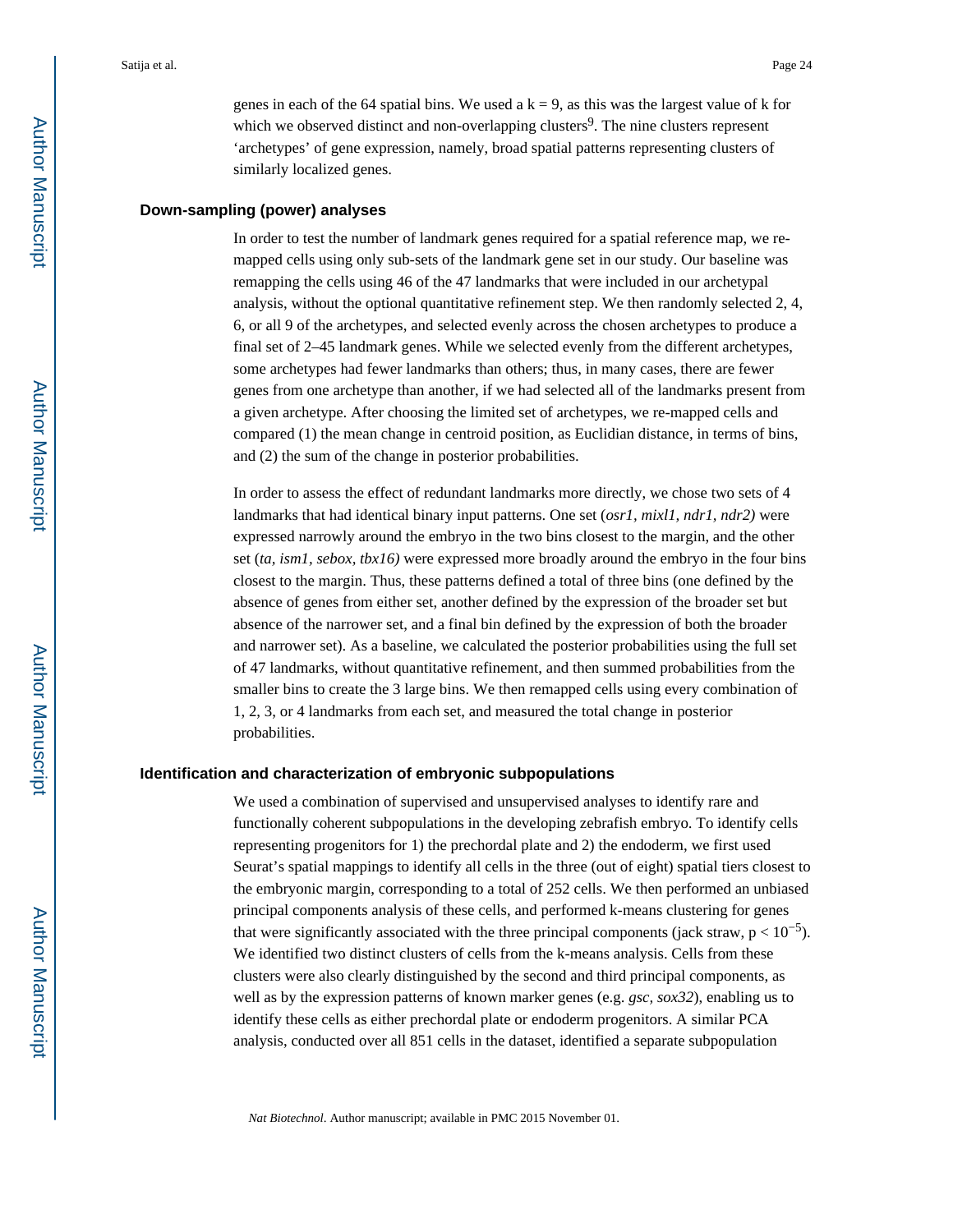genes in each of the 64 spatial bins. We used a $k = 9$, as this was the largest value of k for which we observed distinct and non-overlapping clusters[9]. The nine clusters represent 'archetypes' of gene expression, namely, broad spatial patterns representing clusters of similarly localized genes.

### Down-sampling (power) analyses

In order to test the number of landmark genes required for a spatial reference map, we re-mapped cells using only sub-sets of the landmark gene set in our study. Our baseline was remapping the cells using 46 of the 47 landmarks that were included in our archetypal analysis, without the optional quantitative refinement step. We then randomly selected 2, 4, 6, or all 9 of the archetypes, and selected evenly across the chosen archetypes to produce a final set of 2–45 landmark genes. While we selected evenly from the different archetypes, some archetypes had fewer landmarks than others; thus, in many cases, there are fewer genes from one archetype than another, if we had selected all of the landmarks present from a given archetype. After choosing the limited set of archetypes, we re-mapped cells and compared (1) the mean change in centroid position, as Euclidian distance, in terms of bins, and (2) the sum of the change in posterior probabilities.

In order to assess the effect of redundant landmarks more directly, we chose two sets of 4 landmarks that had identical binary input patterns. One set (*osr1, mixl1, ndr1, ndr2)* were expressed narrowly around the embryo in the two bins closest to the margin, and the other set (*ta, ism1, sebox, tbx16)* were expressed more broadly around the embryo in the four bins closest to the margin. Thus, these patterns defined a total of three bins (one defined by the absence of genes from either set, another defined by the expression of the broader set but absence of the narrower set, and a final bin defined by the expression of both the broader and narrower set). As a baseline, we calculated the posterior probabilities using the full set of 47 landmarks, without quantitative refinement, and then summed probabilities from the smaller bins to create the 3 large bins. We then remapped cells using every combination of 1, 2, 3, or 4 landmarks from each set, and measured the total change in posterior probabilities.

### Identification and characterization of embryonic subpopulations

We used a combination of supervised and unsupervised analyses to identify rare and functionally coherent subpopulations in the developing zebrafish embryo. To identify cells representing progenitors for 1) the prechordal plate and 2) the endoderm, we first used Seurat's spatial mappings to identify all cells in the three (out of eight) spatial tiers closest to the embryonic margin, corresponding to a total of 252 cells. We then performed an unbiased principal components analysis of these cells, and performed k-means clustering for genes that were significantly associated with the three principal components (jack straw, $p < 10^{-5}$). We identified two distinct clusters of cells from the k-means analysis. Cells from these clusters were also clearly distinguished by the second and third principal components, as well as by the expression patterns of known marker genes (e.g. *gsc, sox32*), enabling us to identify these cells as either prechordal plate or endoderm progenitors. A similar PCA analysis, conducted over all 851 cells in the dataset, identified a separate subpopulation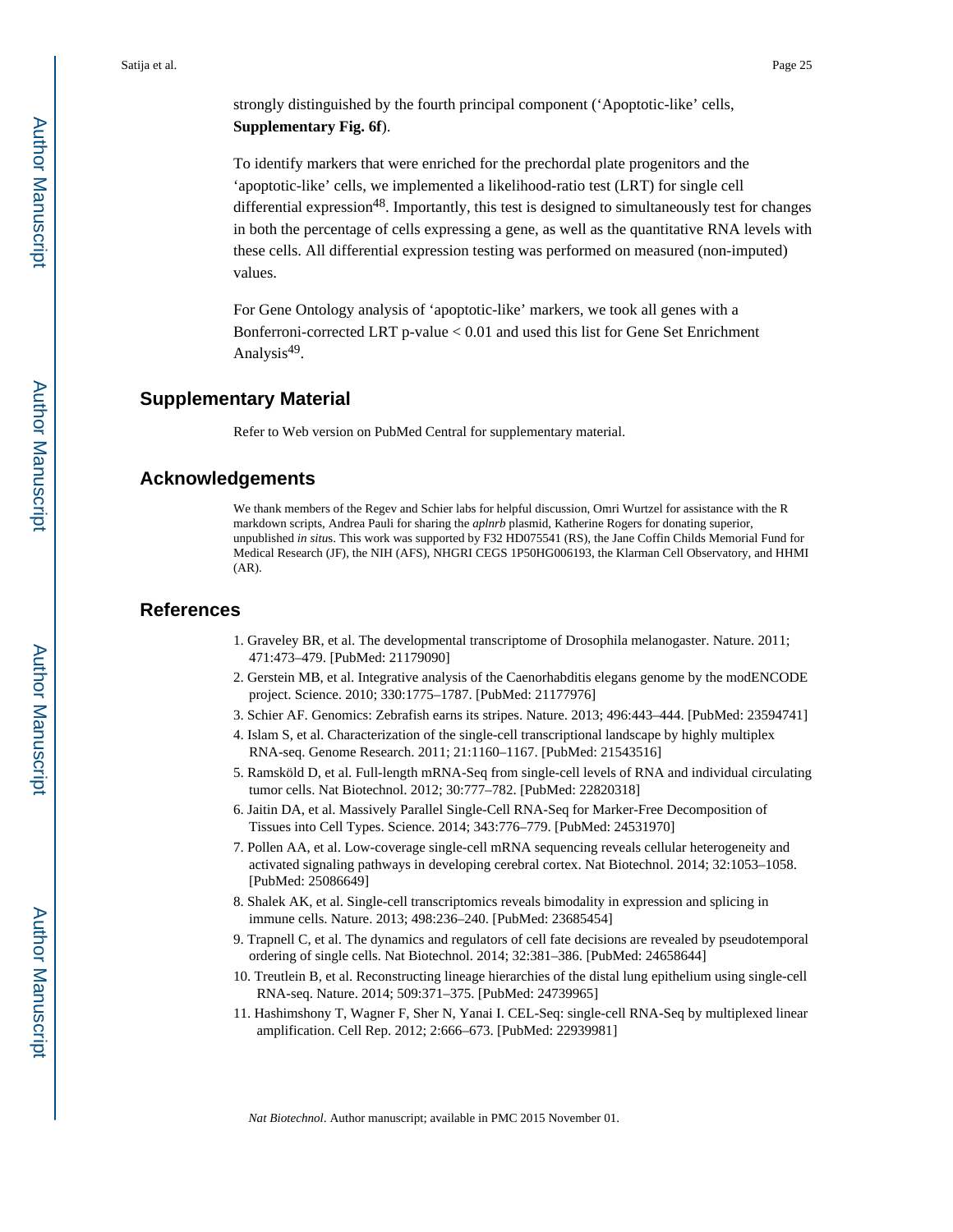strongly distinguished by the fourth principal component ('Apoptotic-like' cells, **Supplementary Fig. 6f**).

To identify markers that were enriched for the prechordal plate progenitors and the 'apoptotic-like' cells, we implemented a likelihood-ratio test (LRT) for single cell differential expression[48]. Importantly, this test is designed to simultaneously test for changes in both the percentage of cells expressing a gene, as well as the quantitative RNA levels with these cells. All differential expression testing was performed on measured (non-imputed) values.

For Gene Ontology analysis of 'apoptotic-like' markers, we took all genes with a Bonferroni-corrected LRT p-value < 0.01 and used this list for Gene Set Enrichment Analysis[49].

## Supplementary Material

Refer to Web version on PubMed Central for supplementary material.

## Acknowledgements

We thank members of the Regev and Schier labs for helpful discussion, Omri Wurtzel for assistance with the R markdown scripts, Andrea Pauli for sharing the *aplnrb* plasmid, Katherine Rogers for donating superior, unpublished *in situ*s. This work was supported by F32 HD075541 (RS), the Jane Coffin Childs Memorial Fund for Medical Research (JF), the NIH (AFS), NHGRI CEGS 1P50HG006193, the Klarman Cell Observatory, and HHMI (AR).

## References

1. Graveley BR, et al. The developmental transcriptome of Drosophila melanogaster. Nature. 2011; 471:473–479. [PubMed: 21179090]
2. Gerstein MB, et al. Integrative analysis of the Caenorhabditis elegans genome by the modENCODE project. Science. 2010; 330:1775–1787. [PubMed: 21177976]
3. Schier AF. Genomics: Zebrafish earns its stripes. Nature. 2013; 496:443–444. [PubMed: 23594741]
4. Islam S, et al. Characterization of the single-cell transcriptional landscape by highly multiplex RNA-seq. Genome Research. 2011; 21:1160–1167. [PubMed: 21543516]
5. Ramsköld D, et al. Full-length mRNA-Seq from single-cell levels of RNA and individual circulating tumor cells. Nat Biotechnol. 2012; 30:777–782. [PubMed: 22820318]
6. Jaitin DA, et al. Massively Parallel Single-Cell RNA-Seq for Marker-Free Decomposition of Tissues into Cell Types. Science. 2014; 343:776–779. [PubMed: 24531970]
7. Pollen AA, et al. Low-coverage single-cell mRNA sequencing reveals cellular heterogeneity and activated signaling pathways in developing cerebral cortex. Nat Biotechnol. 2014; 32:1053–1058. [PubMed: 25086649]
8. Shalek AK, et al. Single-cell transcriptomics reveals bimodality in expression and splicing in immune cells. Nature. 2013; 498:236–240. [PubMed: 23685454]
9. Trapnell C, et al. The dynamics and regulators of cell fate decisions are revealed by pseudotemporal ordering of single cells. Nat Biotechnol. 2014; 32:381–386. [PubMed: 24658644]
10. Treutlein B, et al. Reconstructing lineage hierarchies of the distal lung epithelium using single-cell RNA-seq. Nature. 2014; 509:371–375. [PubMed: 24739965]
11. Hashimshony T, Wagner F, Sher N, Yanai I. CEL-Seq: single-cell RNA-Seq by multiplexed linear amplification. Cell Rep. 2012; 2:666–673. [PubMed: 22939981]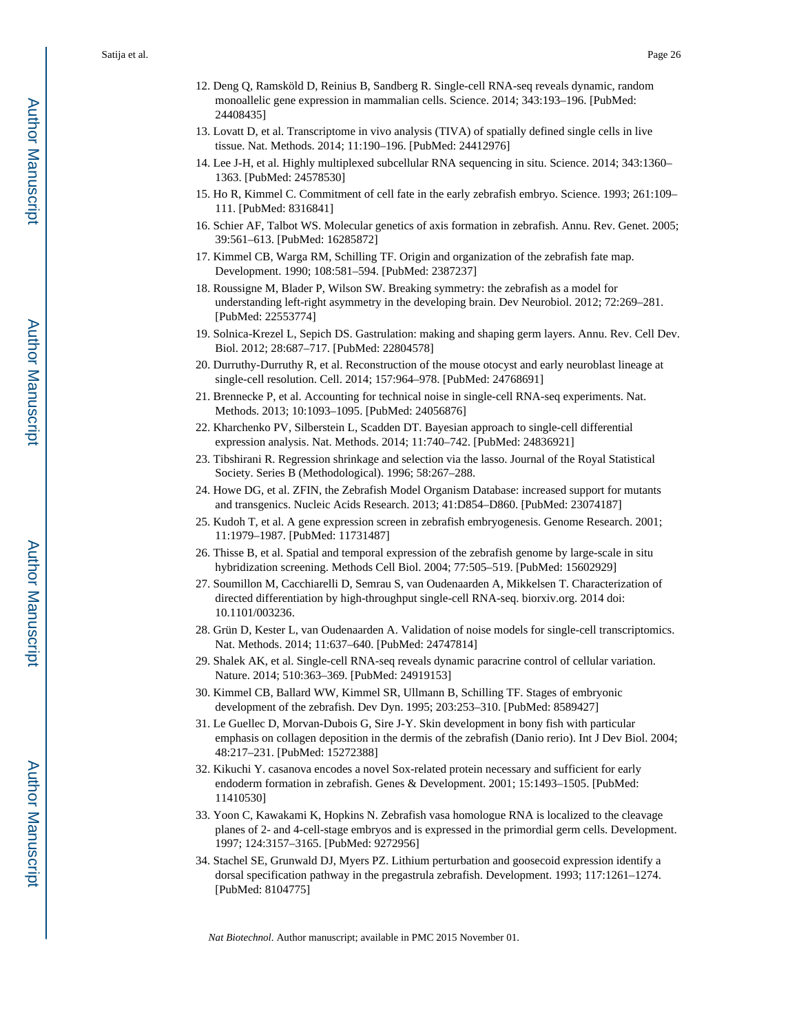12. Deng Q, Ramsköld D, Reinius B, Sandberg R. Single-cell RNA-seq reveals dynamic, random monoallelic gene expression in mammalian cells. Science. 2014; 343:193–196. [PubMed: 24408435]
13. Lovatt D, et al. Transcriptome in vivo analysis (TIVA) of spatially defined single cells in live tissue. Nat. Methods. 2014; 11:190–196. [PubMed: 24412976]
14. Lee J-H, et al. Highly multiplexed subcellular RNA sequencing in situ. Science. 2014; 343:1360–1363. [PubMed: 24578530]
15. Ho R, Kimmel C. Commitment of cell fate in the early zebrafish embryo. Science. 1993; 261:109–111. [PubMed: 8316841]
16. Schier AF, Talbot WS. Molecular genetics of axis formation in zebrafish. Annu. Rev. Genet. 2005; 39:561–613. [PubMed: 16285872]
17. Kimmel CB, Warga RM, Schilling TF. Origin and organization of the zebrafish fate map. Development. 1990; 108:581–594. [PubMed: 2387237]
18. Roussigne M, Blader P, Wilson SW. Breaking symmetry: the zebrafish as a model for understanding left-right asymmetry in the developing brain. Dev Neurobiol. 2012; 72:269–281. [PubMed: 22553774]
19. Solnica-Krezel L, Sepich DS. Gastrulation: making and shaping germ layers. Annu. Rev. Cell Dev. Biol. 2012; 28:687–717. [PubMed: 22804578]
20. Durruthy-Durruthy R, et al. Reconstruction of the mouse otocyst and early neuroblast lineage at single-cell resolution. Cell. 2014; 157:964–978. [PubMed: 24768691]
21. Brennecke P, et al. Accounting for technical noise in single-cell RNA-seq experiments. Nat. Methods. 2013; 10:1093–1095. [PubMed: 24056876]
22. Kharchenko PV, Silberstein L, Scadden DT. Bayesian approach to single-cell differential expression analysis. Nat. Methods. 2014; 11:740–742. [PubMed: 24836921]
23. Tibshirani R. Regression shrinkage and selection via the lasso. Journal of the Royal Statistical Society. Series B (Methodological). 1996; 58:267–288.
24. Howe DG, et al. ZFIN, the Zebrafish Model Organism Database: increased support for mutants and transgenics. Nucleic Acids Research. 2013; 41:D854–D860. [PubMed: 23074187]
25. Kudoh T, et al. A gene expression screen in zebrafish embryogenesis. Genome Research. 2001; 11:1979–1987. [PubMed: 11731487]
26. Thisse B, et al. Spatial and temporal expression of the zebrafish genome by large-scale in situ hybridization screening. Methods Cell Biol. 2004; 77:505–519. [PubMed: 15602929]
27. Soumillon M, Cacchiarelli D, Semrau S, van Oudenaarden A, Mikkelsen T. Characterization of directed differentiation by high-throughput single-cell RNA-seq. biorxiv.org. 2014 doi: 10.1101/003236.
28. Grün D, Kester L, van Oudenaarden A. Validation of noise models for single-cell transcriptomics. Nat. Methods. 2014; 11:637–640. [PubMed: 24747814]
29. Shalek AK, et al. Single-cell RNA-seq reveals dynamic paracrine control of cellular variation. Nature. 2014; 510:363–369. [PubMed: 24919153]
30. Kimmel CB, Ballard WW, Kimmel SR, Ullmann B, Schilling TF. Stages of embryonic development of the zebrafish. Dev Dyn. 1995; 203:253–310. [PubMed: 8589427]
31. Le Guellec D, Morvan-Dubois G, Sire J-Y. Skin development in bony fish with particular emphasis on collagen deposition in the dermis of the zebrafish (Danio rerio). Int J Dev Biol. 2004; 48:217–231. [PubMed: 15272388]
32. Kikuchi Y. casanova encodes a novel Sox-related protein necessary and sufficient for early endoderm formation in zebrafish. Genes & Development. 2001; 15:1493–1505. [PubMed: 11410530]
33. Yoon C, Kawakami K, Hopkins N. Zebrafish vasa homologue RNA is localized to the cleavage planes of 2- and 4-cell-stage embryos and is expressed in the primordial germ cells. Development. 1997; 124:3157–3165. [PubMed: 9272956]
34. Stachel SE, Grunwald DJ, Myers PZ. Lithium perturbation and goosecoid expression identify a dorsal specification pathway in the pregastrula zebrafish. Development. 1993; 117:1261–1274. [PubMed: 8104775]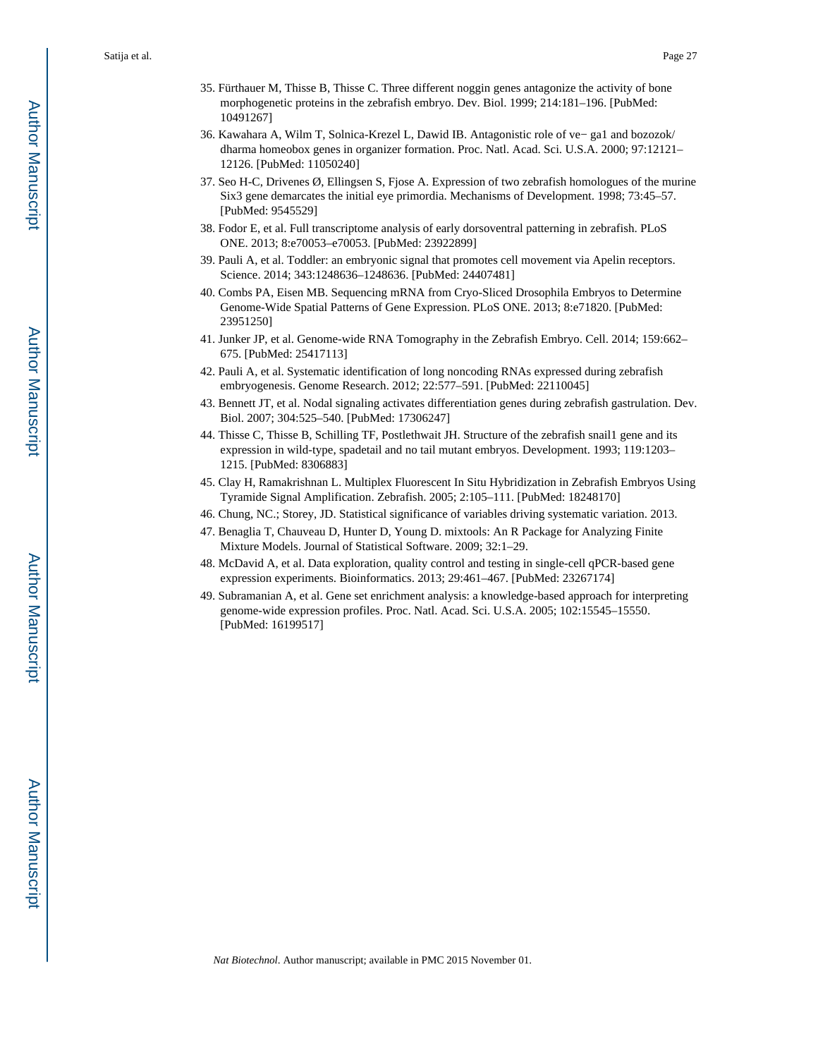35. Fürthauer M, Thisse B, Thisse C. Three different noggin genes antagonize the activity of bone morphogenetic proteins in the zebrafish embryo. Dev. Biol. 1999; 214:181–196. [PubMed: 10491267]
36. Kawahara A, Wilm T, Solnica-Krezel L, Dawid IB. Antagonistic role of ve− ga1 and bozozok/dharma homeobox genes in organizer formation. Proc. Natl. Acad. Sci. U.S.A. 2000; 97:12121–12126. [PubMed: 11050240]
37. Seo H-C, Drivenes Ø, Ellingsen S, Fjose A. Expression of two zebrafish homologues of the murine Six3 gene demarcates the initial eye primordia. Mechanisms of Development. 1998; 73:45–57. [PubMed: 9545529]
38. Fodor E, et al. Full transcriptome analysis of early dorsoventral patterning in zebrafish. PLoS ONE. 2013; 8:e70053–e70053. [PubMed: 23922899]
39. Pauli A, et al. Toddler: an embryonic signal that promotes cell movement via Apelin receptors. Science. 2014; 343:1248636–1248636. [PubMed: 24407481]
40. Combs PA, Eisen MB. Sequencing mRNA from Cryo-Sliced Drosophila Embryos to Determine Genome-Wide Spatial Patterns of Gene Expression. PLoS ONE. 2013; 8:e71820. [PubMed: 23951250]
41. Junker JP, et al. Genome-wide RNA Tomography in the Zebrafish Embryo. Cell. 2014; 159:662–675. [PubMed: 25417113]
42. Pauli A, et al. Systematic identification of long noncoding RNAs expressed during zebrafish embryogenesis. Genome Research. 2012; 22:577–591. [PubMed: 22110045]
43. Bennett JT, et al. Nodal signaling activates differentiation genes during zebrafish gastrulation. Dev. Biol. 2007; 304:525–540. [PubMed: 17306247]
44. Thisse C, Thisse B, Schilling TF, Postlethwait JH. Structure of the zebrafish snail1 gene and its expression in wild-type, spadetail and no tail mutant embryos. Development. 1993; 119:1203–1215. [PubMed: 8306883]
45. Clay H, Ramakrishnan L. Multiplex Fluorescent In Situ Hybridization in Zebrafish Embryos Using Tyramide Signal Amplification. Zebrafish. 2005; 2:105–111. [PubMed: 18248170]
46. Chung, NC.; Storey, JD. Statistical significance of variables driving systematic variation. 2013.
47. Benaglia T, Chauveau D, Hunter D, Young D. mixtools: An R Package for Analyzing Finite Mixture Models. Journal of Statistical Software. 2009; 32:1–29.
48. McDavid A, et al. Data exploration, quality control and testing in single-cell qPCR-based gene expression experiments. Bioinformatics. 2013; 29:461–467. [PubMed: 23267174]
49. Subramanian A, et al. Gene set enrichment analysis: a knowledge-based approach for interpreting genome-wide expression profiles. Proc. Natl. Acad. Sci. U.S.A. 2005; 102:15545–15550. [PubMed: 16199517]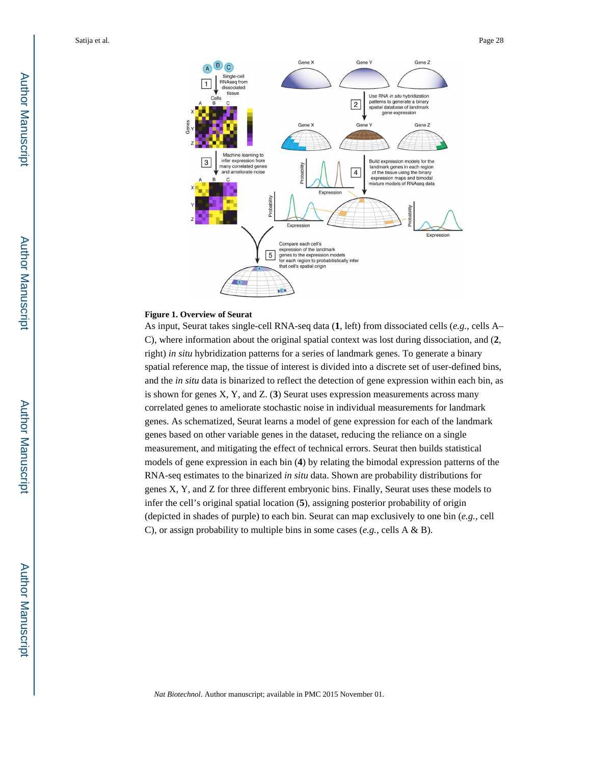**Figure 1. Overview of Seurat**

As input, Seurat takes single-cell RNA-seq data (**1**, left) from dissociated cells (*e.g.*, cells A–C), where information about the original spatial context was lost during dissociation, and (**2**, right) *in situ* hybridization patterns for a series of landmark genes. To generate a binary spatial reference map, the tissue of interest is divided into a discrete set of user-defined bins, and the *in situ* data is binarized to reflect the detection of gene expression within each bin, as is shown for genes X, Y, and Z. (**3**) Seurat uses expression measurements across many correlated genes to ameliorate stochastic noise in individual measurements for landmark genes. As schematized, Seurat learns a model of gene expression for each of the landmark genes based on other variable genes in the dataset, reducing the reliance on a single measurement, and mitigating the effect of technical errors. Seurat then builds statistical models of gene expression in each bin (**4**) by relating the bimodal expression patterns of the RNA-seq estimates to the binarized *in situ* data. Shown are probability distributions for genes X, Y, and Z for three different embryonic bins. Finally, Seurat uses these models to infer the cell's original spatial location (**5**), assigning posterior probability of origin (depicted in shades of purple) to each bin. Seurat can map exclusively to one bin (*e.g.*, cell C), or assign probability to multiple bins in some cases (*e.g.*, cells A & B).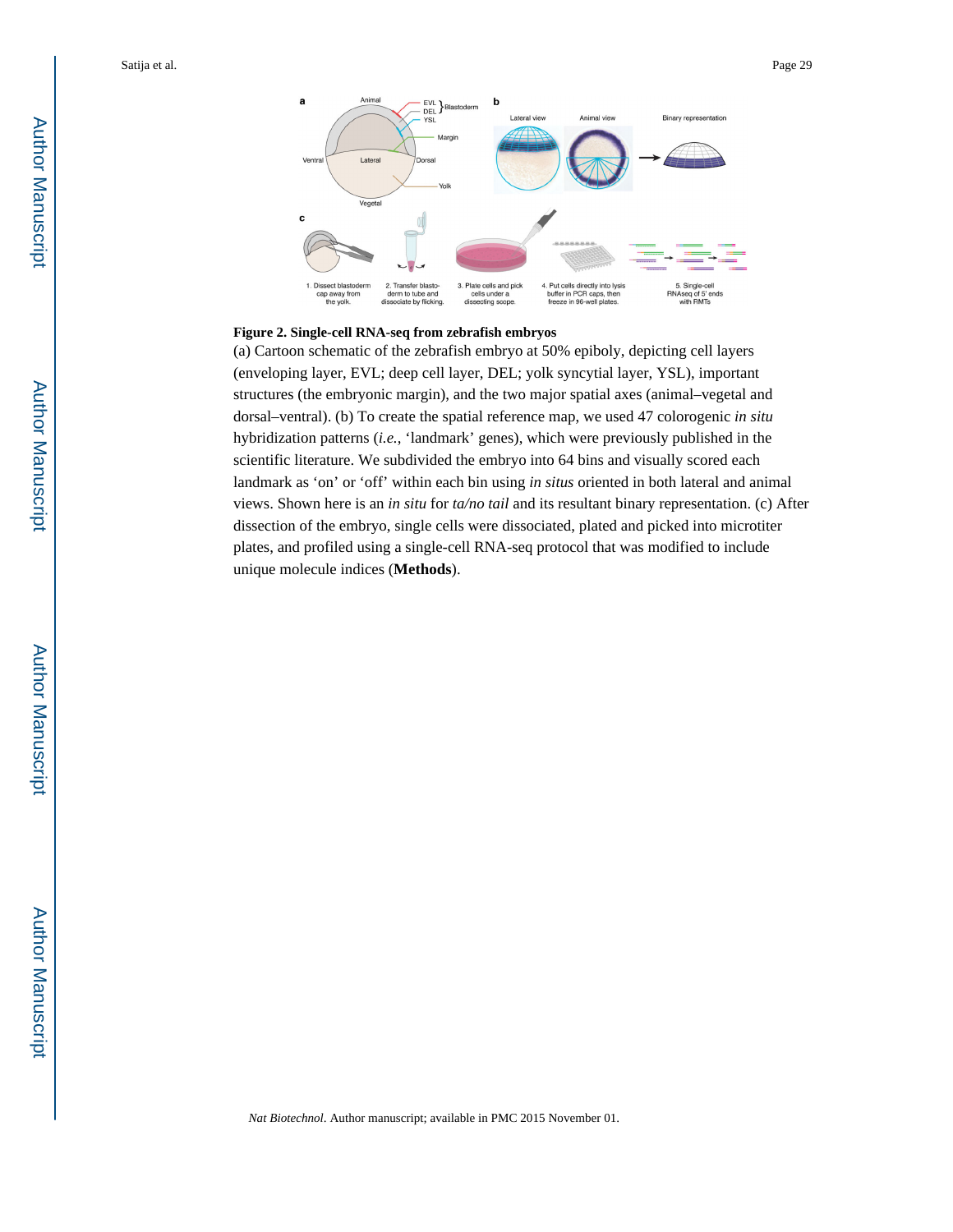**Figure 2. Single-cell RNA-seq from zebrafish embryos**

(a) Cartoon schematic of the zebrafish embryo at 50% epiboly, depicting cell layers (enveloping layer, EVL; deep cell layer, DEL; yolk syncytial layer, YSL), important structures (the embryonic margin), and the two major spatial axes (animal–vegetal and dorsal–ventral). (b) To create the spatial reference map, we used 47 colorogenic *in situ* hybridization patterns (*i.e.*, 'landmark' genes), which were previously published in the scientific literature. We subdivided the embryo into 64 bins and visually scored each landmark as 'on' or 'off' within each bin using *in situs* oriented in both lateral and animal views. Shown here is an *in situ* for *ta/no tail* and its resultant binary representation. (c) After dissection of the embryo, single cells were dissociated, plated and picked into microtiter plates, and profiled using a single-cell RNA-seq protocol that was modified to include unique molecule indices (**Methods**).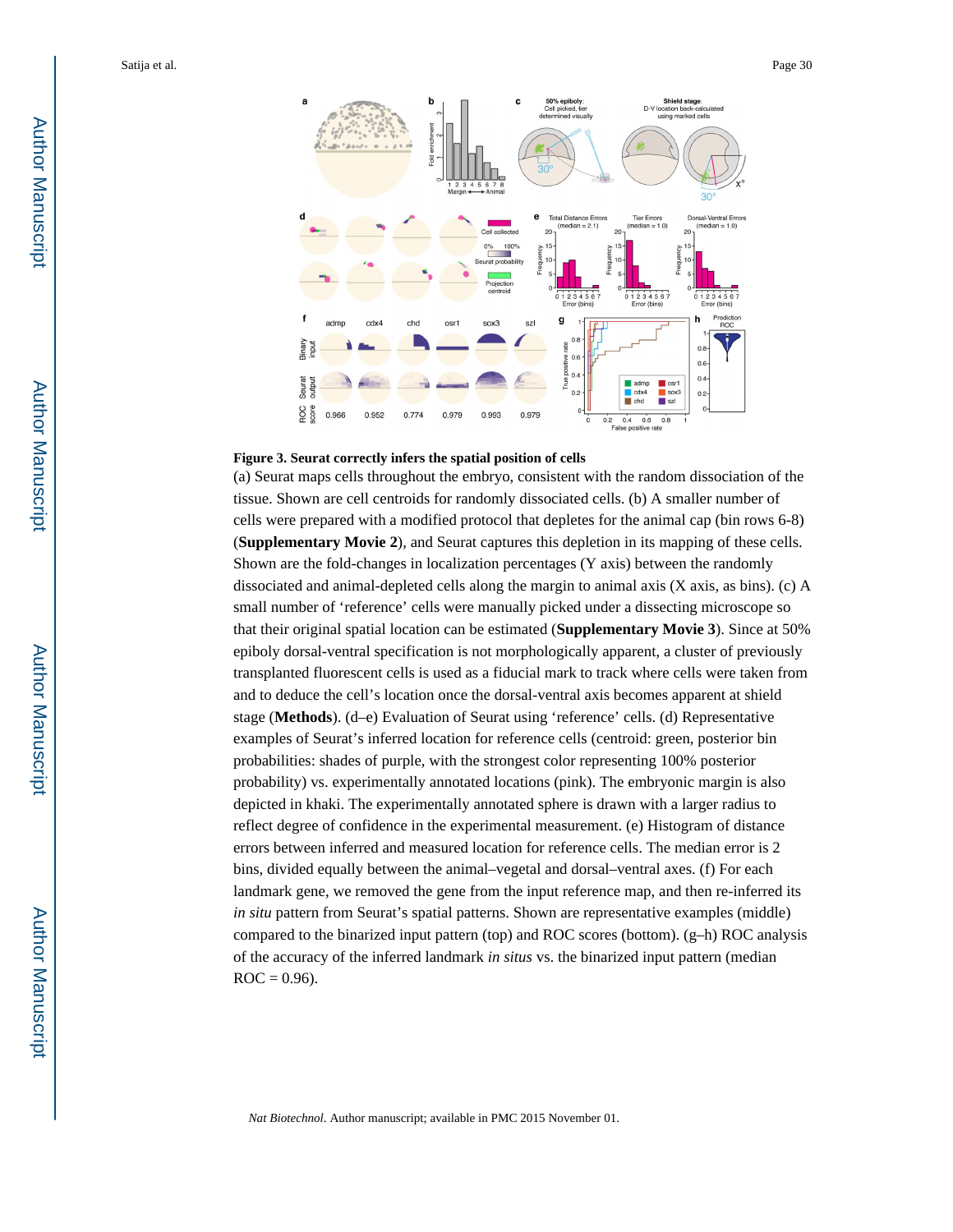**Figure 3. Seurat correctly infers the spatial position of cells**

(a) Seurat maps cells throughout the embryo, consistent with the random dissociation of the tissue. Shown are cell centroids for randomly dissociated cells. (b) A smaller number of cells were prepared with a modified protocol that depletes for the animal cap (bin rows 6-8) (**Supplementary Movie 2**), and Seurat captures this depletion in its mapping of these cells. Shown are the fold-changes in localization percentages (Y axis) between the randomly dissociated and animal-depleted cells along the margin to animal axis (X axis, as bins). (c) A small number of 'reference' cells were manually picked under a dissecting microscope so that their original spatial location can be estimated (**Supplementary Movie 3**). Since at 50% epiboly dorsal-ventral specification is not morphologically apparent, a cluster of previously transplanted fluorescent cells is used as a fiducial mark to track where cells were taken from and to deduce the cell's location once the dorsal-ventral axis becomes apparent at shield stage (**Methods**). (d–e) Evaluation of Seurat using 'reference' cells. (d) Representative examples of Seurat's inferred location for reference cells (centroid: green, posterior bin probabilities: shades of purple, with the strongest color representing 100% posterior probability) vs. experimentally annotated locations (pink). The embryonic margin is also depicted in khaki. The experimentally annotated sphere is drawn with a larger radius to reflect degree of confidence in the experimental measurement. (e) Histogram of distance errors between inferred and measured location for reference cells. The median error is 2 bins, divided equally between the animal–vegetal and dorsal–ventral axes. (f) For each landmark gene, we removed the gene from the input reference map, and then re-inferred its *in situ* pattern from Seurat's spatial patterns. Shown are representative examples (middle) compared to the binarized input pattern (top) and ROC scores (bottom). (g–h) ROC analysis of the accuracy of the inferred landmark *in situs* vs. the binarized input pattern (median ROC = 0.96).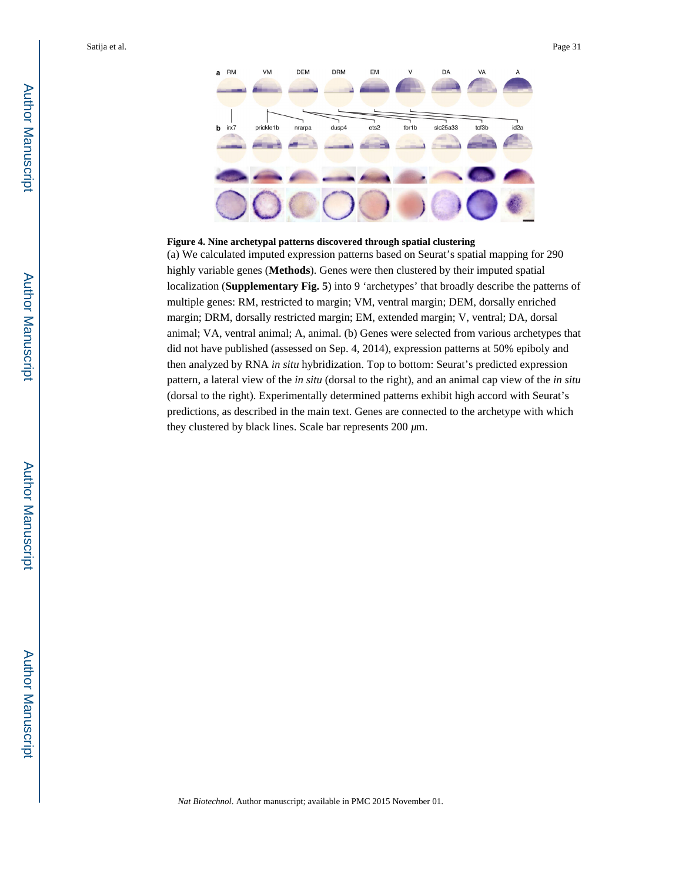**Figure 4. Nine archetypal patterns discovered through spatial clustering**

(a) We calculated imputed expression patterns based on Seurat's spatial mapping for 290 highly variable genes (**Methods**). Genes were then clustered by their imputed spatial localization (**Supplementary Fig. 5**) into 9 'archetypes' that broadly describe the patterns of multiple genes: RM, restricted to margin; VM, ventral margin; DEM, dorsally enriched margin; DRM, dorsally restricted margin; EM, extended margin; V, ventral; DA, dorsal animal; VA, ventral animal; A, animal. (b) Genes were selected from various archetypes that did not have published (assessed on Sep. 4, 2014), expression patterns at 50% epiboly and then analyzed by RNA *in situ* hybridization. Top to bottom: Seurat's predicted expression pattern, a lateral view of the *in situ* (dorsal to the right), and an animal cap view of the *in situ* (dorsal to the right). Experimentally determined patterns exhibit high accord with Seurat's predictions, as described in the main text. Genes are connected to the archetype with which they clustered by black lines. Scale bar represents 200 $\mu$m.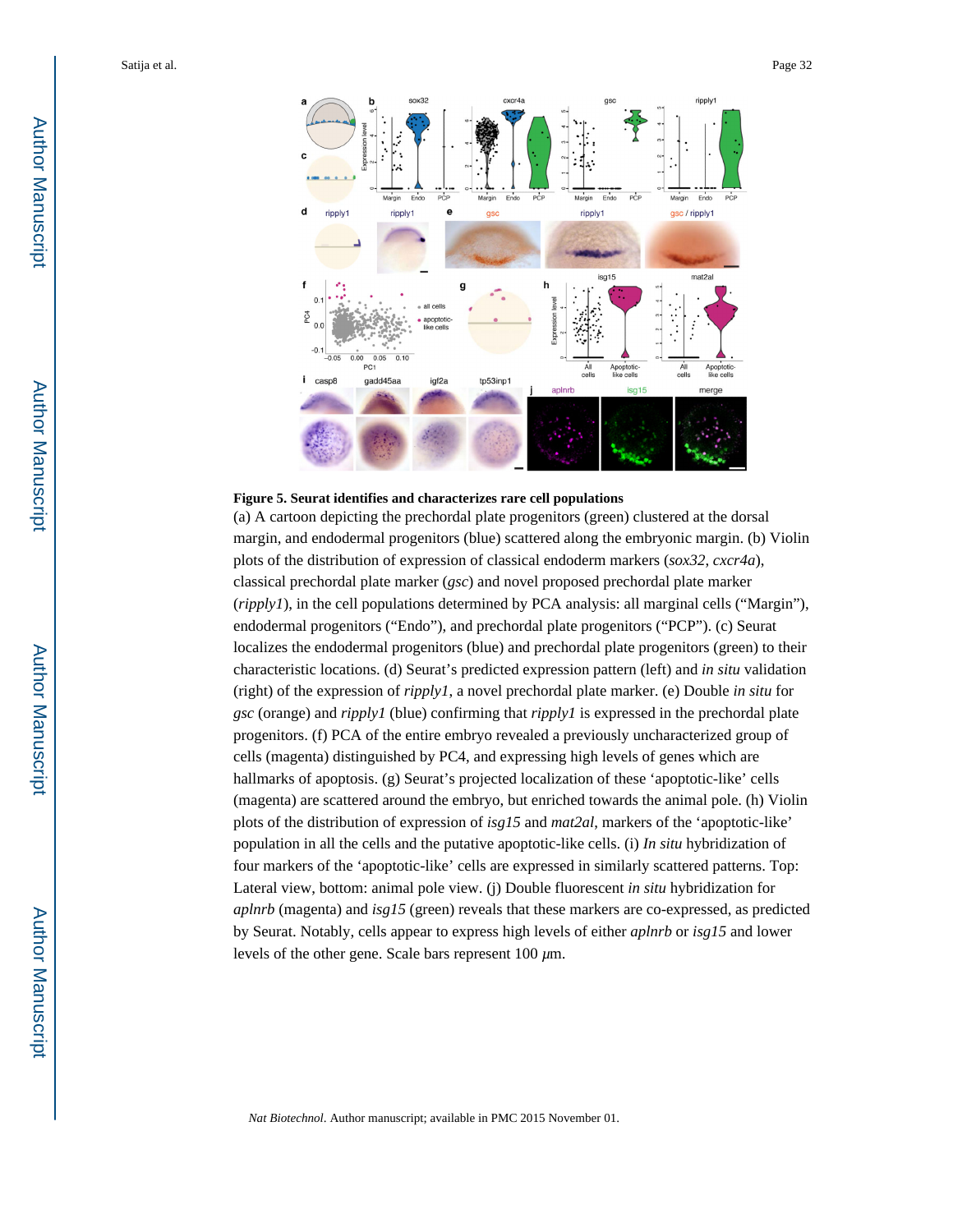**Figure 5. Seurat identifies and characterizes rare cell populations**

(a) A cartoon depicting the prechordal plate progenitors (green) clustered at the dorsal margin, and endodermal progenitors (blue) scattered along the embryonic margin. (b) Violin plots of the distribution of expression of classical endoderm markers (*sox32*, *cxcr4a*), classical prechordal plate marker (*gsc*) and novel proposed prechordal plate marker (*ripply1*), in the cell populations determined by PCA analysis: all marginal cells (“Margin”), endodermal progenitors (“Endo”), and prechordal plate progenitors (“PCP”). (c) Seurat localizes the endodermal progenitors (blue) and prechordal plate progenitors (green) to their characteristic locations. (d) Seurat’s predicted expression pattern (left) and *in situ* validation (right) of the expression of *ripply1*, a novel prechordal plate marker. (e) Double *in situ* for *gsc* (orange) and *ripply1* (blue) confirming that *ripply1* is expressed in the prechordal plate progenitors. (f) PCA of the entire embryo revealed a previously uncharacterized group of cells (magenta) distinguished by PC4, and expressing high levels of genes which are hallmarks of apoptosis. (g) Seurat’s projected localization of these ‘apoptotic-like’ cells (magenta) are scattered around the embryo, but enriched towards the animal pole. (h) Violin plots of the distribution of expression of *isg15* and *mat2al*, markers of the ‘apoptotic-like’ population in all the cells and the putative apoptotic-like cells. (i) *In situ* hybridization of four markers of the ‘apoptotic-like’ cells are expressed in similarly scattered patterns. Top: Lateral view, bottom: animal pole view. (j) Double fluorescent *in situ* hybridization for *aplnrb* (magenta) and *isg15* (green) reveals that these markers are co-expressed, as predicted by Seurat. Notably, cells appear to express high levels of either *aplnrb* or *isg15* and lower levels of the other gene. Scale bars represent 100 $\mu$m.